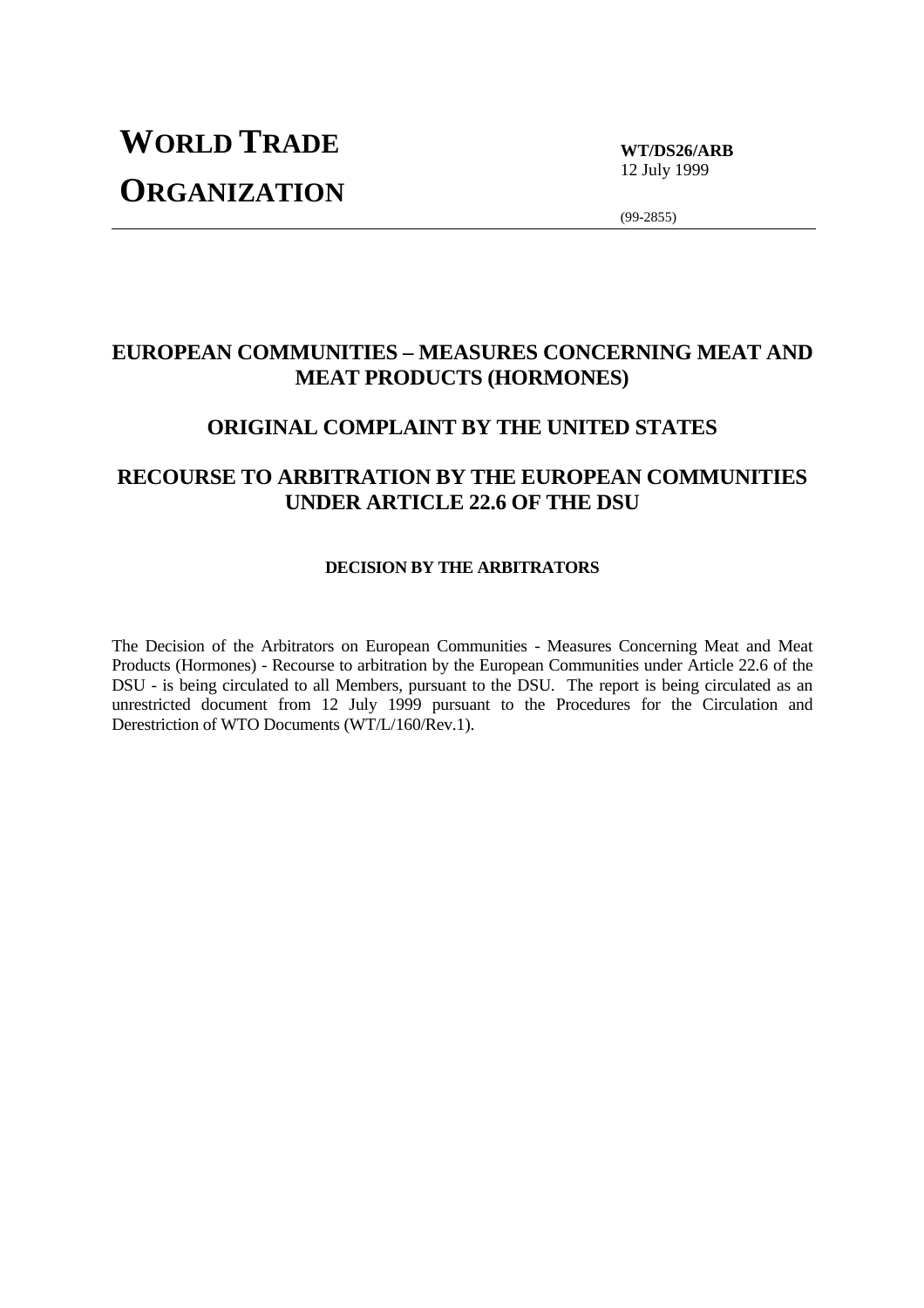# WORLD TRADE ORGANIZATION

**WT/DS26/ARB**
12 July 1999

(99-2855)

## EUROPEAN COMMUNITIES – MEASURES CONCERNING MEAT AND MEAT PRODUCTS (HORMONES)

## ORIGINAL COMPLAINT BY THE UNITED STATES

## RECOURSE TO ARBITRATION BY THE EUROPEAN COMMUNITIES UNDER ARTICLE 22.6 OF THE DSU

### DECISION BY THE ARBITRATORS

The Decision of the Arbitrators on European Communities - Measures Concerning Meat and Meat Products (Hormones) - Recourse to arbitration by the European Communities under Article 22.6 of the DSU - is being circulated to all Members, pursuant to the DSU. The report is being circulated as an unrestricted document from 12 July 1999 pursuant to the Procedures for the Circulation and Derestriction of WTO Documents (WT/L/160/Rev.1).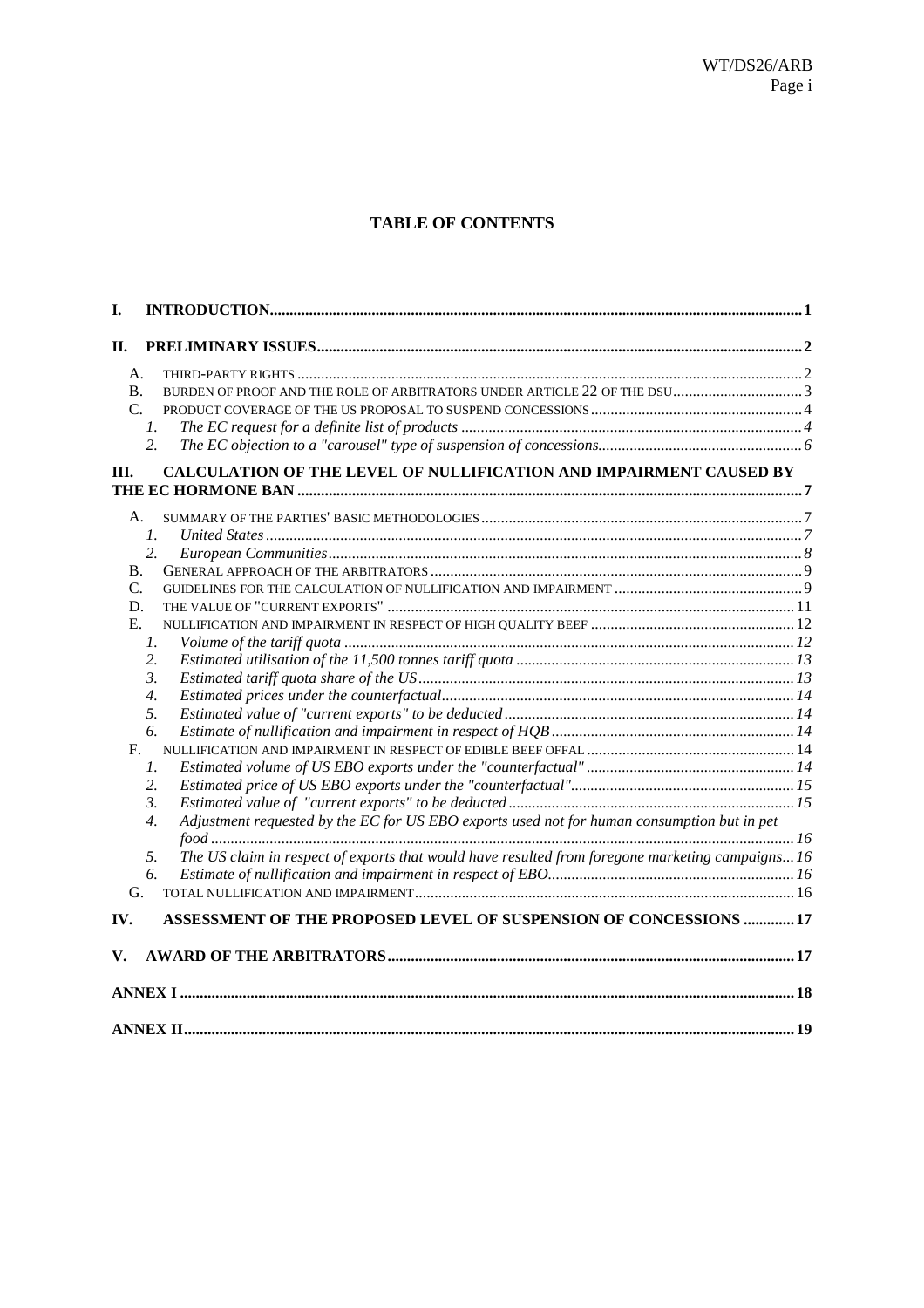## TABLE OF CONTENTS

I. INTRODUCTION ..... 1

II. PRELIMINARY ISSUES ..... 2

- A. THIRD-PARTY RIGHTS ..... 2
- B. BURDEN OF PROOF AND THE ROLE OF ARBITRATORS UNDER ARTICLE 22 OF THE DSU ..... 3
- C. PRODUCT COVERAGE OF THE US PROPOSAL TO SUSPEND CONCESSIONS ..... 4
  - 1. *The EC request for a definite list of products* ..... 4
  - 2. *The EC objection to a "carousel" type of suspension of concessions* ..... 6

III. CALCULATION OF THE LEVEL OF NULLIFICATION AND IMPAIRMENT CAUSED BY THE EC HORMONE BAN ..... 7

- A. SUMMARY OF THE PARTIES' BASIC METHODOLOGIES ..... 7
  - 1. *United States* ..... 7
  - 2. *European Communities* ..... 8
- B. GENERAL APPROACH OF THE ARBITRATORS ..... 9
- C. GUIDELINES FOR THE CALCULATION OF NULLIFICATION AND IMPAIRMENT ..... 9
- D. THE VALUE OF "CURRENT EXPORTS" ..... 11
- E. NULLIFICATION AND IMPAIRMENT IN RESPECT OF HIGH QUALITY BEEF ..... 12
  - 1. *Volume of the tariff quota* ..... 12
  - 2. *Estimated utilisation of the 11,500 tonnes tariff quota* ..... 13
  - 3. *Estimated tariff quota share of the US* ..... 13
  - 4. *Estimated prices under the counterfactual* ..... 14
  - 5. *Estimated value of "current exports" to be deducted* ..... 14
  - 6. *Estimate of nullification and impairment in respect of HQB* ..... 14
- F. NULLIFICATION AND IMPAIRMENT IN RESPECT OF EDIBLE BEEF OFFAL ..... 14
  - 1. *Estimated volume of US EBO exports under the "counterfactual"* ..... 14
  - 2. *Estimated price of US EBO exports under the "counterfactual"* ..... 15
  - 3. *Estimated value of "current exports" to be deducted* ..... 15
  - 4. *Adjustment requested by the EC for US EBO exports used not for human consumption but in pet food* ..... 16
  - 5. *The US claim in respect of exports that would have resulted from foregone marketing campaigns* ..... 16
  - 6. *Estimate of nullification and impairment in respect of EBO* ..... 16
- G. TOTAL NULLIFICATION AND IMPAIRMENT ..... 16

IV. ASSESSMENT OF THE PROPOSED LEVEL OF SUSPENSION OF CONCESSIONS ..... 17

V. AWARD OF THE ARBITRATORS ..... 17

ANNEX I ..... 18

ANNEX II ..... 19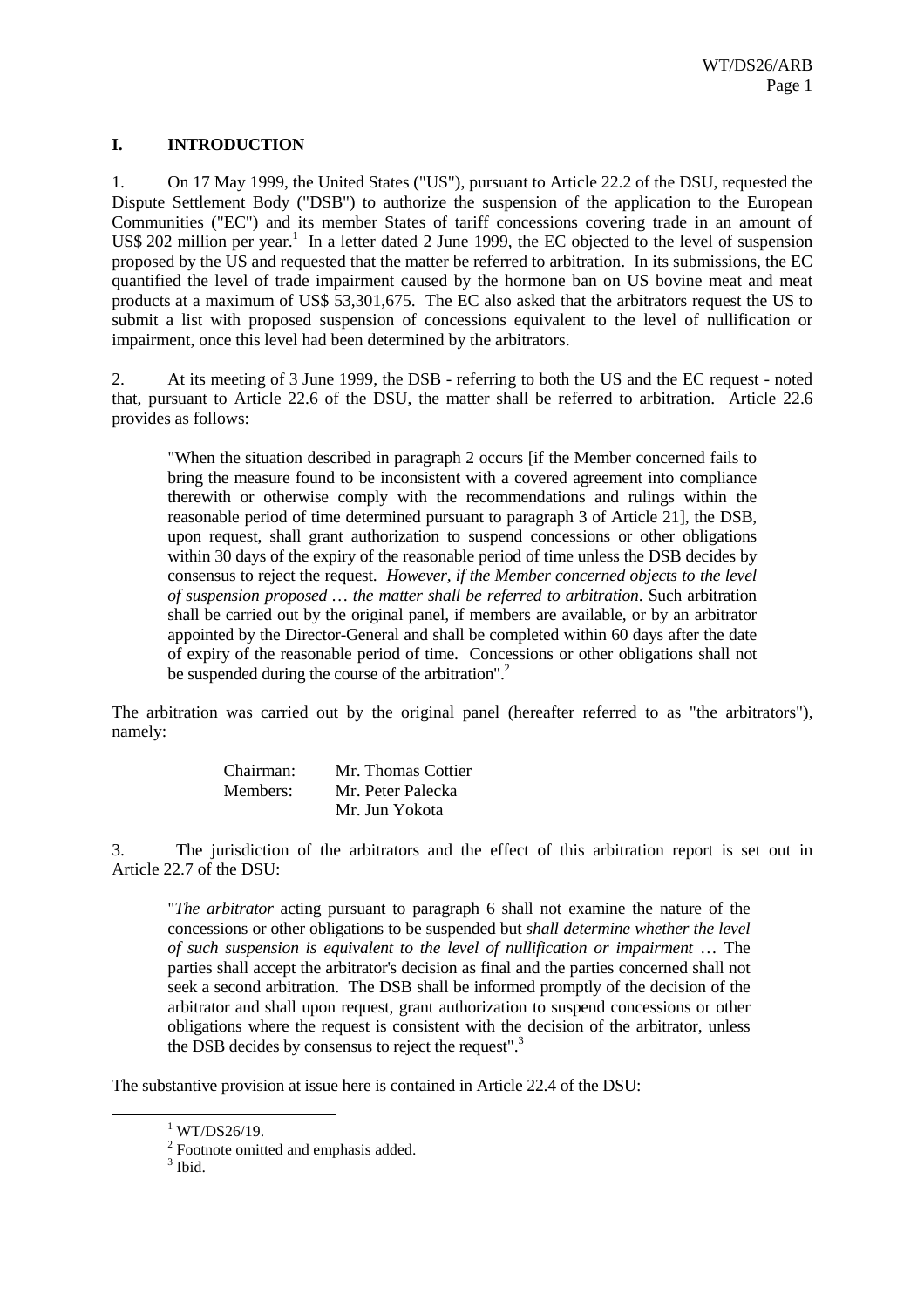## I. INTRODUCTION

1. On 17 May 1999, the United States ("US"), pursuant to Article 22.2 of the DSU, requested the Dispute Settlement Body ("DSB") to authorize the suspension of the application to the European Communities ("EC") and its member States of tariff concessions covering trade in an amount of US$ 202 million per year.[1] In a letter dated 2 June 1999, the EC objected to the level of suspension proposed by the US and requested that the matter be referred to arbitration. In its submissions, the EC quantified the level of trade impairment caused by the hormone ban on US bovine meat and meat products at a maximum of US$ 53,301,675. The EC also asked that the arbitrators request the US to submit a list with proposed suspension of concessions equivalent to the level of nullification or impairment, once this level had been determined by the arbitrators.

2. At its meeting of 3 June 1999, the DSB - referring to both the US and the EC request - noted that, pursuant to Article 22.6 of the DSU, the matter shall be referred to arbitration. Article 22.6 provides as follows:

> "When the situation described in paragraph 2 occurs [if the Member concerned fails to bring the measure found to be inconsistent with a covered agreement into compliance therewith or otherwise comply with the recommendations and rulings within the reasonable period of time determined pursuant to paragraph 3 of Article 21], the DSB, upon request, shall grant authorization to suspend concessions or other obligations within 30 days of the expiry of the reasonable period of time unless the DSB decides by consensus to reject the request. *However, if the Member concerned objects to the level of suspension proposed … the matter shall be referred to arbitration*. Such arbitration shall be carried out by the original panel, if members are available, or by an arbitrator appointed by the Director-General and shall be completed within 60 days after the date of expiry of the reasonable period of time. Concessions or other obligations shall not be suspended during the course of the arbitration".[2]

The arbitration was carried out by the original panel (hereafter referred to as "the arbitrators"), namely:

| | |
|---|---|
| Chairman: | Mr. Thomas Cottier |
| Members: | Mr. Peter Palecka |
| | Mr. Jun Yokota |

3. The jurisdiction of the arbitrators and the effect of this arbitration report is set out in Article 22.7 of the DSU:

> "*The arbitrator* acting pursuant to paragraph 6 shall not examine the nature of the concessions or other obligations to be suspended but *shall determine whether the level of such suspension is equivalent to the level of nullification or impairment* … The parties shall accept the arbitrator's decision as final and the parties concerned shall not seek a second arbitration. The DSB shall be informed promptly of the decision of the arbitrator and shall upon request, grant authorization to suspend concessions or other obligations where the request is consistent with the decision of the arbitrator, unless the DSB decides by consensus to reject the request".[3]

The substantive provision at issue here is contained in Article 22.4 of the DSU:

---

[1] WT/DS26/19.

[2] Footnote omitted and emphasis added.

[3] Ibid.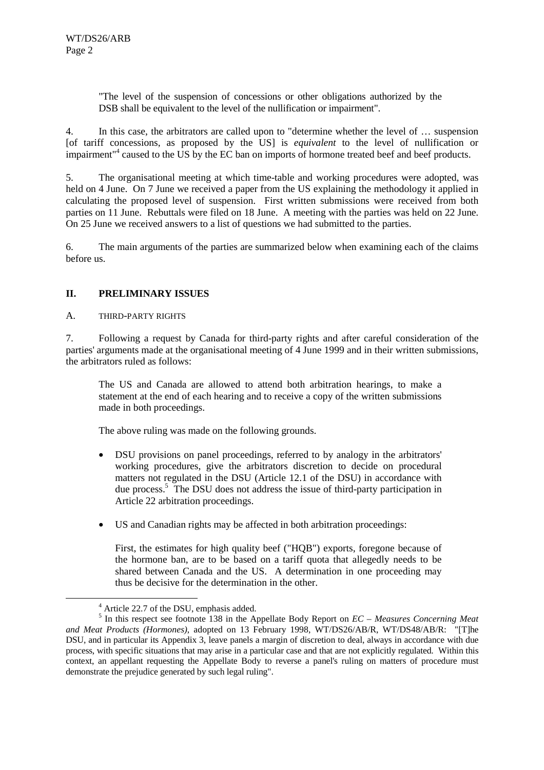> "The level of the suspension of concessions or other obligations authorized by the DSB shall be equivalent to the level of the nullification or impairment".

4. In this case, the arbitrators are called upon to "determine whether the level of … suspension [of tariff concessions, as proposed by the US] is *equivalent* to the level of nullification or impairment"[4] caused to the US by the EC ban on imports of hormone treated beef and beef products.

5. The organisational meeting at which time-table and working procedures were adopted, was held on 4 June. On 7 June we received a paper from the US explaining the methodology it applied in calculating the proposed level of suspension. First written submissions were received from both parties on 11 June. Rebuttals were filed on 18 June. A meeting with the parties was held on 22 June. On 25 June we received answers to a list of questions we had submitted to the parties.

6. The main arguments of the parties are summarized below when examining each of the claims before us.

## II. PRELIMINARY ISSUES

### A. THIRD-PARTY RIGHTS

7. Following a request by Canada for third-party rights and after careful consideration of the parties' arguments made at the organisational meeting of 4 June 1999 and in their written submissions, the arbitrators ruled as follows:

> The US and Canada are allowed to attend both arbitration hearings, to make a statement at the end of each hearing and to receive a copy of the written submissions made in both proceedings.
>
> The above ruling was made on the following grounds.
>
> - DSU provisions on panel proceedings, referred to by analogy in the arbitrators' working procedures, give the arbitrators discretion to decide on procedural matters not regulated in the DSU (Article 12.1 of the DSU) in accordance with due process.[5] The DSU does not address the issue of third-party participation in Article 22 arbitration proceedings.
>
> - US and Canadian rights may be affected in both arbitration proceedings:
>
>   First, the estimates for high quality beef ("HQB") exports, foregone because of the hormone ban, are to be based on a tariff quota that allegedly needs to be shared between Canada and the US. A determination in one proceeding may thus be decisive for the determination in the other.

---

[4] Article 22.7 of the DSU, emphasis added.

[5] In this respect see footnote 138 in the Appellate Body Report on *EC – Measures Concerning Meat and Meat Products (Hormones)*, adopted on 13 February 1998, WT/DS26/AB/R, WT/DS48/AB/R: "[T]he DSU, and in particular its Appendix 3, leave panels a margin of discretion to deal, always in accordance with due process, with specific situations that may arise in a particular case and that are not explicitly regulated. Within this context, an appellant requesting the Appellate Body to reverse a panel's ruling on matters of procedure must demonstrate the prejudice generated by such legal ruling".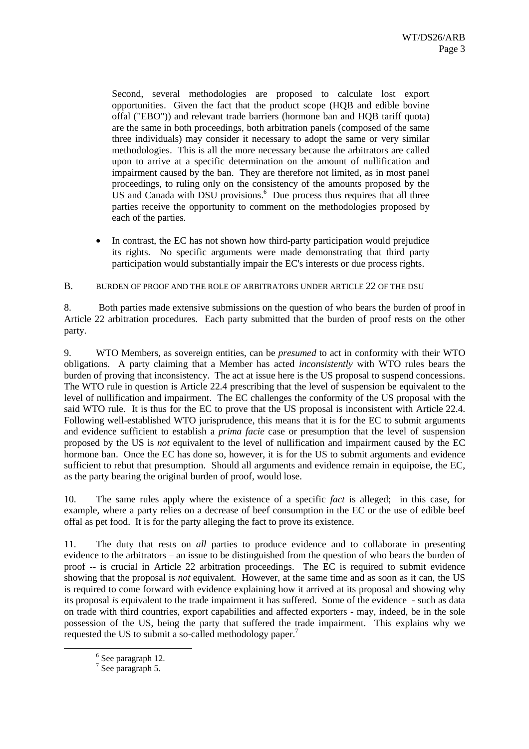Second, several methodologies are proposed to calculate lost export opportunities. Given the fact that the product scope (HQB and edible bovine offal ("EBO")) and relevant trade barriers (hormone ban and HQB tariff quota) are the same in both proceedings, both arbitration panels (composed of the same three individuals) may consider it necessary to adopt the same or very similar methodologies. This is all the more necessary because the arbitrators are called upon to arrive at a specific determination on the amount of nullification and impairment caused by the ban. They are therefore not limited, as in most panel proceedings, to ruling only on the consistency of the amounts proposed by the US and Canada with DSU provisions.[6] Due process thus requires that all three parties receive the opportunity to comment on the methodologies proposed by each of the parties.

- In contrast, the EC has not shown how third-party participation would prejudice its rights. No specific arguments were made demonstrating that third party participation would substantially impair the EC's interests or due process rights.

## B. BURDEN OF PROOF AND THE ROLE OF ARBITRATORS UNDER ARTICLE 22 OF THE DSU

8. Both parties made extensive submissions on the question of who bears the burden of proof in Article 22 arbitration procedures. Each party submitted that the burden of proof rests on the other party.

9. WTO Members, as sovereign entities, can be *presumed* to act in conformity with their WTO obligations. A party claiming that a Member has acted *inconsistently* with WTO rules bears the burden of proving that inconsistency. The act at issue here is the US proposal to suspend concessions. The WTO rule in question is Article 22.4 prescribing that the level of suspension be equivalent to the level of nullification and impairment. The EC challenges the conformity of the US proposal with the said WTO rule. It is thus for the EC to prove that the US proposal is inconsistent with Article 22.4. Following well-established WTO jurisprudence, this means that it is for the EC to submit arguments and evidence sufficient to establish a *prima facie* case or presumption that the level of suspension proposed by the US is *not* equivalent to the level of nullification and impairment caused by the EC hormone ban. Once the EC has done so, however, it is for the US to submit arguments and evidence sufficient to rebut that presumption. Should all arguments and evidence remain in equipoise, the EC, as the party bearing the original burden of proof, would lose.

10. The same rules apply where the existence of a specific *fact* is alleged; in this case, for example, where a party relies on a decrease of beef consumption in the EC or the use of edible beef offal as pet food. It is for the party alleging the fact to prove its existence.

11. The duty that rests on *all* parties to produce evidence and to collaborate in presenting evidence to the arbitrators – an issue to be distinguished from the question of who bears the burden of proof -- is crucial in Article 22 arbitration proceedings. The EC is required to submit evidence showing that the proposal is *not* equivalent. However, at the same time and as soon as it can, the US is required to come forward with evidence explaining how it arrived at its proposal and showing why its proposal *is* equivalent to the trade impairment it has suffered. Some of the evidence - such as data on trade with third countries, export capabilities and affected exporters - may, indeed, be in the sole possession of the US, being the party that suffered the trade impairment. This explains why we requested the US to submit a so-called methodology paper.[7]

[6] See paragraph 12.

[7] See paragraph 5.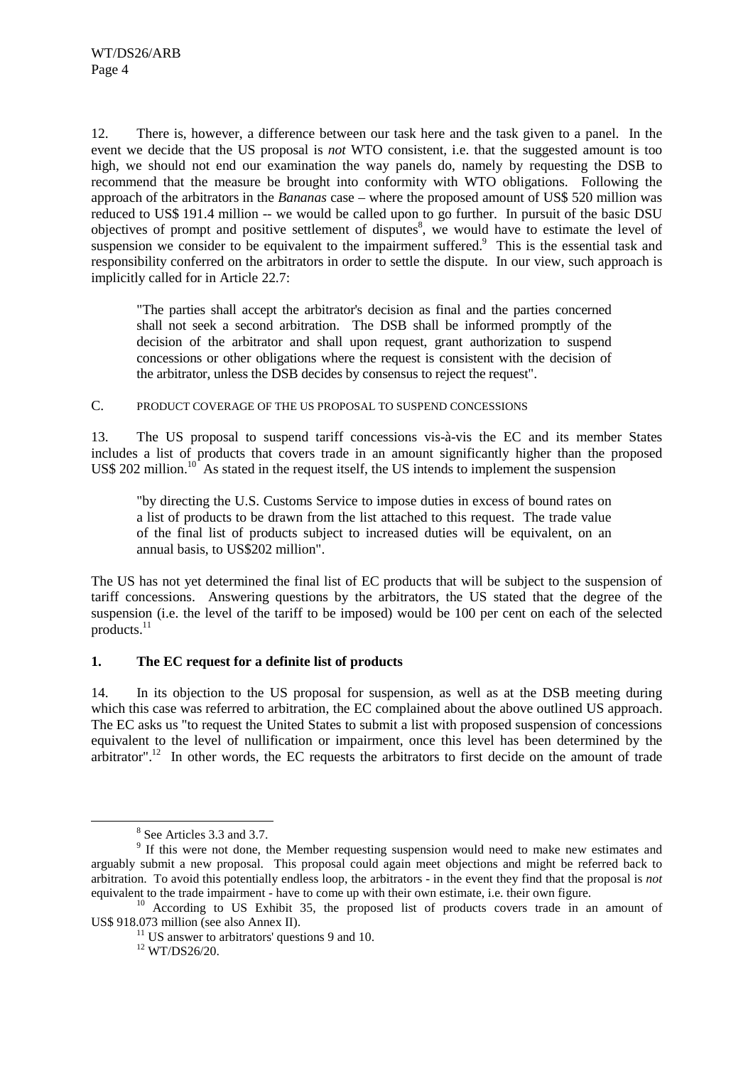12. There is, however, a difference between our task here and the task given to a panel. In the event we decide that the US proposal is *not* WTO consistent, i.e. that the suggested amount is too high, we should not end our examination the way panels do, namely by requesting the DSB to recommend that the measure be brought into conformity with WTO obligations. Following the approach of the arbitrators in the *Bananas* case – where the proposed amount of US$ 520 million was reduced to US$ 191.4 million -- we would be called upon to go further. In pursuit of the basic DSU objectives of prompt and positive settlement of disputes[8], we would have to estimate the level of suspension we consider to be equivalent to the impairment suffered.[9] This is the essential task and responsibility conferred on the arbitrators in order to settle the dispute. In our view, such approach is implicitly called for in Article 22.7:

> "The parties shall accept the arbitrator's decision as final and the parties concerned shall not seek a second arbitration. The DSB shall be informed promptly of the decision of the arbitrator and shall upon request, grant authorization to suspend concessions or other obligations where the request is consistent with the decision of the arbitrator, unless the DSB decides by consensus to reject the request".

## C. PRODUCT COVERAGE OF THE US PROPOSAL TO SUSPEND CONCESSIONS

13. The US proposal to suspend tariff concessions vis-à-vis the EC and its member States includes a list of products that covers trade in an amount significantly higher than the proposed US$ 202 million.[10] As stated in the request itself, the US intends to implement the suspension

> "by directing the U.S. Customs Service to impose duties in excess of bound rates on a list of products to be drawn from the list attached to this request. The trade value of the final list of products subject to increased duties will be equivalent, on an annual basis, to US$202 million".

The US has not yet determined the final list of EC products that will be subject to the suspension of tariff concessions. Answering questions by the arbitrators, the US stated that the degree of the suspension (i.e. the level of the tariff to be imposed) would be 100 per cent on each of the selected products.[11]

### 1. The EC request for a definite list of products

14. In its objection to the US proposal for suspension, as well as at the DSB meeting during which this case was referred to arbitration, the EC complained about the above outlined US approach. The EC asks us "to request the United States to submit a list with proposed suspension of concessions equivalent to the level of nullification or impairment, once this level has been determined by the arbitrator".[12] In other words, the EC requests the arbitrators to first decide on the amount of trade

---

[8] See Articles 3.3 and 3.7.

[9] If this were not done, the Member requesting suspension would need to make new estimates and arguably submit a new proposal. This proposal could again meet objections and might be referred back to arbitration. To avoid this potentially endless loop, the arbitrators - in the event they find that the proposal is *not* equivalent to the trade impairment - have to come up with their own estimate, i.e. their own figure.

[10] According to US Exhibit 35, the proposed list of products covers trade in an amount of US$ 918.073 million (see also Annex II).

[11] US answer to arbitrators' questions 9 and 10.

[12] WT/DS26/20.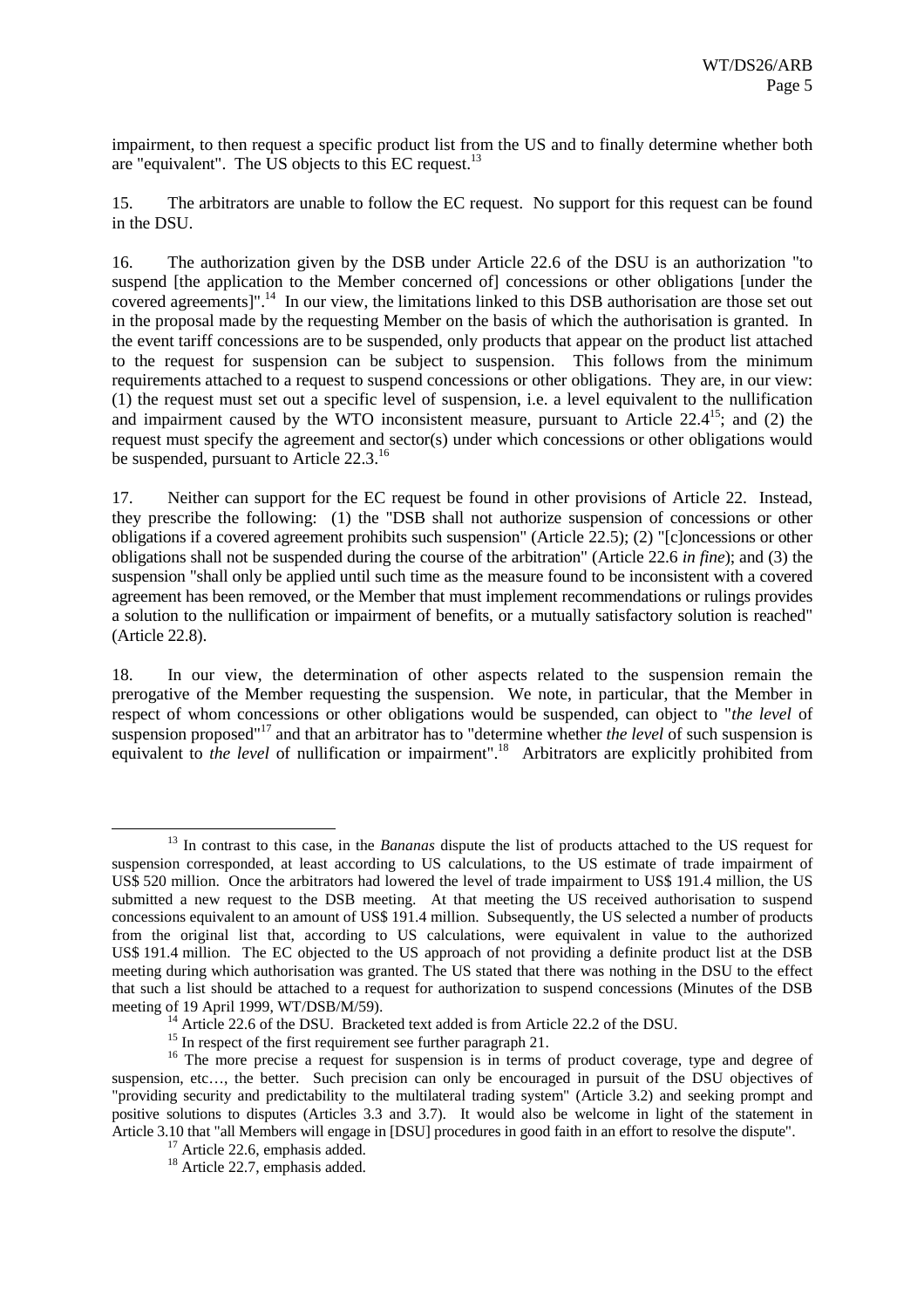impairment, to then request a specific product list from the US and to finally determine whether both are "equivalent". The US objects to this EC request.[13]

15. The arbitrators are unable to follow the EC request. No support for this request can be found in the DSU.

16. The authorization given by the DSB under Article 22.6 of the DSU is an authorization "to suspend [the application to the Member concerned of] concessions or other obligations [under the covered agreements]".[14] In our view, the limitations linked to this DSB authorisation are those set out in the proposal made by the requesting Member on the basis of which the authorisation is granted. In the event tariff concessions are to be suspended, only products that appear on the product list attached to the request for suspension can be subject to suspension. This follows from the minimum requirements attached to a request to suspend concessions or other obligations. They are, in our view: (1) the request must set out a specific level of suspension, i.e. a level equivalent to the nullification and impairment caused by the WTO inconsistent measure, pursuant to Article 22.4[15]; and (2) the request must specify the agreement and sector(s) under which concessions or other obligations would be suspended, pursuant to Article 22.3.[16]

17. Neither can support for the EC request be found in other provisions of Article 22. Instead, they prescribe the following: (1) the "DSB shall not authorize suspension of concessions or other obligations if a covered agreement prohibits such suspension" (Article 22.5); (2) "[c]oncessions or other obligations shall not be suspended during the course of the arbitration" (Article 22.6 *in fine*); and (3) the suspension "shall only be applied until such time as the measure found to be inconsistent with a covered agreement has been removed, or the Member that must implement recommendations or rulings provides a solution to the nullification or impairment of benefits, or a mutually satisfactory solution is reached" (Article 22.8).

18. In our view, the determination of other aspects related to the suspension remain the prerogative of the Member requesting the suspension. We note, in particular, that the Member in respect of whom concessions or other obligations would be suspended, can object to "*the level* of suspension proposed"[17] and that an arbitrator has to "determine whether *the level* of such suspension is equivalent to *the level* of nullification or impairment".[18] Arbitrators are explicitly prohibited from

---

[13] In contrast to this case, in the *Bananas* dispute the list of products attached to the US request for suspension corresponded, at least according to US calculations, to the US estimate of trade impairment of US$ 520 million. Once the arbitrators had lowered the level of trade impairment to US$ 191.4 million, the US submitted a new request to the DSB meeting. At that meeting the US received authorisation to suspend concessions equivalent to an amount of US$ 191.4 million. Subsequently, the US selected a number of products from the original list that, according to US calculations, were equivalent in value to the authorized US$ 191.4 million. The EC objected to the US approach of not providing a definite product list at the DSB meeting during which authorisation was granted. The US stated that there was nothing in the DSU to the effect that such a list should be attached to a request for authorization to suspend concessions (Minutes of the DSB meeting of 19 April 1999, WT/DSB/M/59).

[14] Article 22.6 of the DSU. Bracketed text added is from Article 22.2 of the DSU.

[15] In respect of the first requirement see further paragraph 21.

[16] The more precise a request for suspension is in terms of product coverage, type and degree of suspension, etc…, the better. Such precision can only be encouraged in pursuit of the DSU objectives of "providing security and predictability to the multilateral trading system" (Article 3.2) and seeking prompt and positive solutions to disputes (Articles 3.3 and 3.7). It would also be welcome in light of the statement in Article 3.10 that "all Members will engage in [DSU] procedures in good faith in an effort to resolve the dispute".

[17] Article 22.6, emphasis added.

[18] Article 22.7, emphasis added.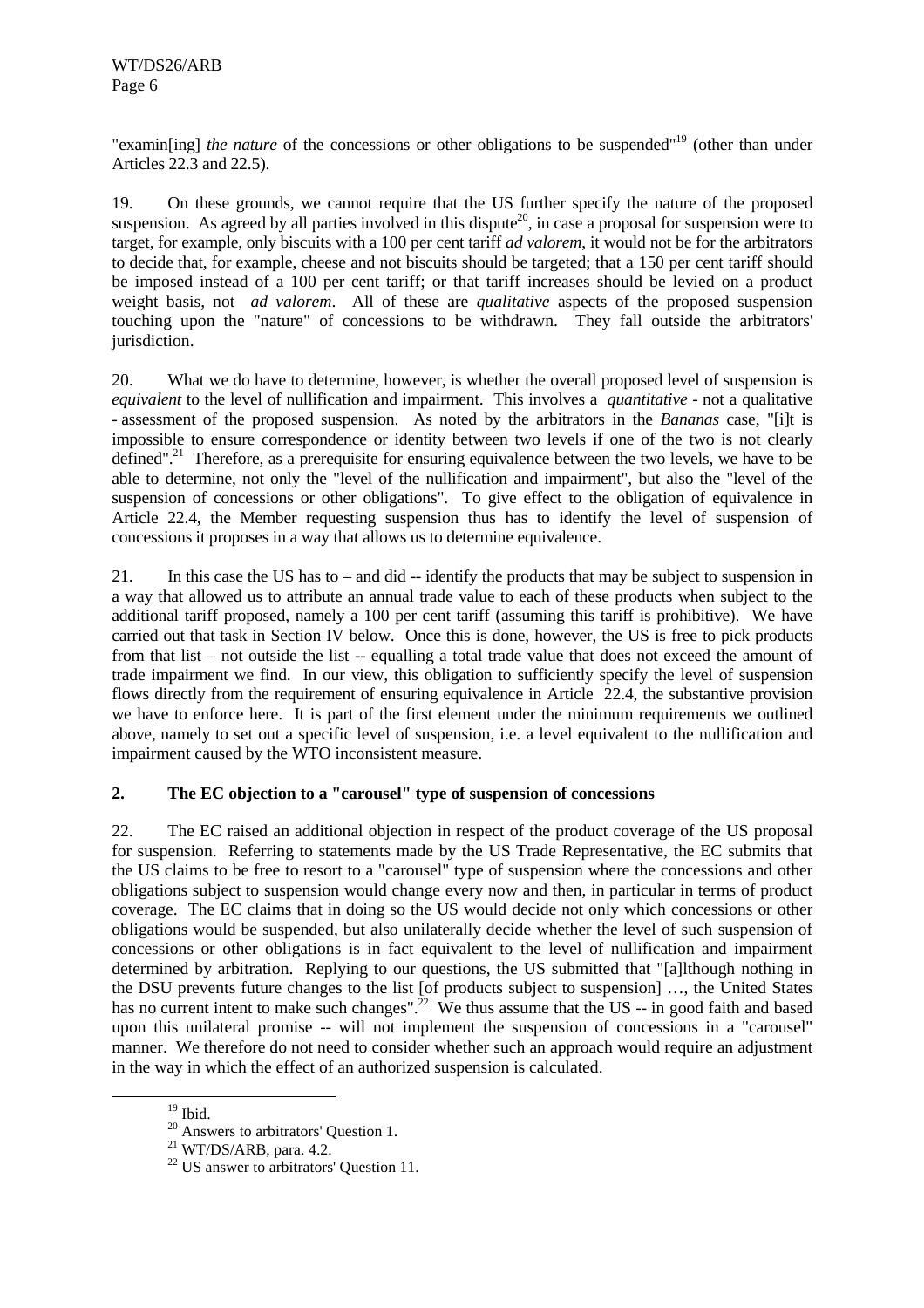"examin[ing] *the nature* of the concessions or other obligations to be suspended"[19] (other than under Articles 22.3 and 22.5).

19. On these grounds, we cannot require that the US further specify the nature of the proposed suspension. As agreed by all parties involved in this dispute[20], in case a proposal for suspension were to target, for example, only biscuits with a 100 per cent tariff *ad valorem*, it would not be for the arbitrators to decide that, for example, cheese and not biscuits should be targeted; that a 150 per cent tariff should be imposed instead of a 100 per cent tariff; or that tariff increases should be levied on a product weight basis, not *ad valorem*. All of these are *qualitative* aspects of the proposed suspension touching upon the "nature" of concessions to be withdrawn. They fall outside the arbitrators' jurisdiction.

20. What we do have to determine, however, is whether the overall proposed level of suspension is *equivalent* to the level of nullification and impairment. This involves a *quantitative* - not a qualitative - assessment of the proposed suspension. As noted by the arbitrators in the *Bananas* case, "[i]t is impossible to ensure correspondence or identity between two levels if one of the two is not clearly defined".[21] Therefore, as a prerequisite for ensuring equivalence between the two levels, we have to be able to determine, not only the "level of the nullification and impairment", but also the "level of the suspension of concessions or other obligations". To give effect to the obligation of equivalence in Article 22.4, the Member requesting suspension thus has to identify the level of suspension of concessions it proposes in a way that allows us to determine equivalence.

21. In this case the US has to – and did -- identify the products that may be subject to suspension in a way that allowed us to attribute an annual trade value to each of these products when subject to the additional tariff proposed, namely a 100 per cent tariff (assuming this tariff is prohibitive). We have carried out that task in Section IV below. Once this is done, however, the US is free to pick products from that list – not outside the list -- equalling a total trade value that does not exceed the amount of trade impairment we find. In our view, this obligation to sufficiently specify the level of suspension flows directly from the requirement of ensuring equivalence in Article 22.4, the substantive provision we have to enforce here. It is part of the first element under the minimum requirements we outlined above, namely to set out a specific level of suspension, i.e. a level equivalent to the nullification and impairment caused by the WTO inconsistent measure.

## 2. The EC objection to a "carousel" type of suspension of concessions

22. The EC raised an additional objection in respect of the product coverage of the US proposal for suspension. Referring to statements made by the US Trade Representative, the EC submits that the US claims to be free to resort to a "carousel" type of suspension where the concessions and other obligations subject to suspension would change every now and then, in particular in terms of product coverage. The EC claims that in doing so the US would decide not only which concessions or other obligations would be suspended, but also unilaterally decide whether the level of such suspension of concessions or other obligations is in fact equivalent to the level of nullification and impairment determined by arbitration. Replying to our questions, the US submitted that "[a]lthough nothing in the DSU prevents future changes to the list [of products subject to suspension] …, the United States has no current intent to make such changes".[22] We thus assume that the US -- in good faith and based upon this unilateral promise -- will not implement the suspension of concessions in a "carousel" manner. We therefore do not need to consider whether such an approach would require an adjustment in the way in which the effect of an authorized suspension is calculated.

[19] Ibid.

[20] Answers to arbitrators' Question 1.

[21] WT/DS/ARB, para. 4.2.

[22] US answer to arbitrators' Question 11.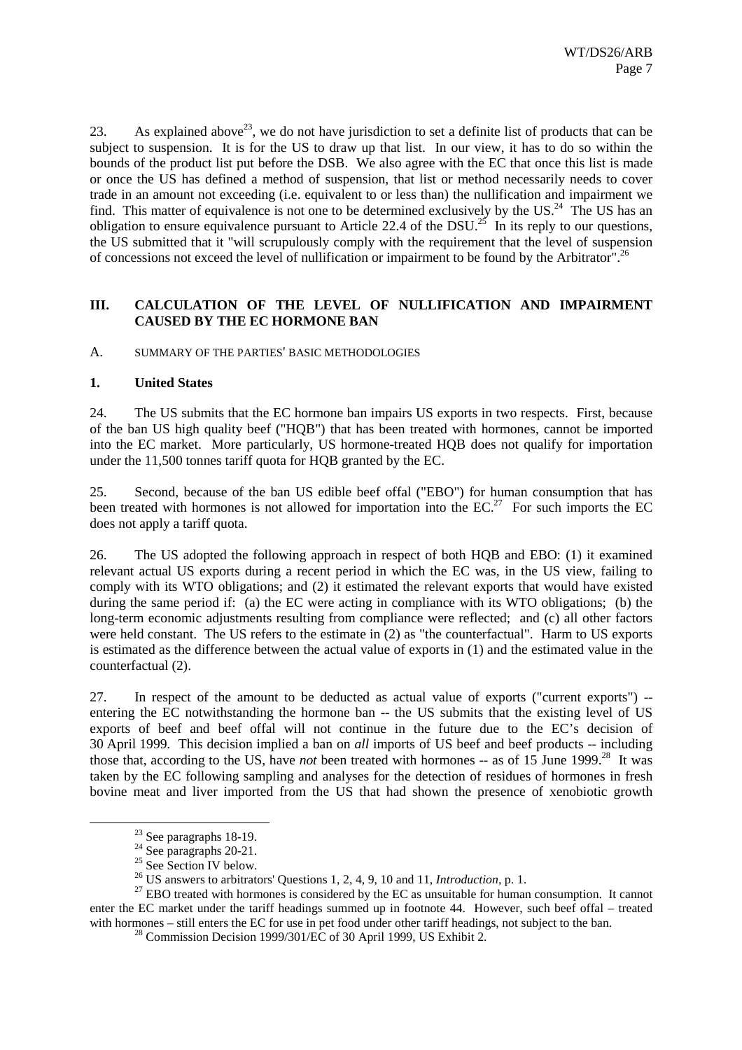23. As explained above[23], we do not have jurisdiction to set a definite list of products that can be subject to suspension. It is for the US to draw up that list. In our view, it has to do so within the bounds of the product list put before the DSB. We also agree with the EC that once this list is made or once the US has defined a method of suspension, that list or method necessarily needs to cover trade in an amount not exceeding (i.e. equivalent to or less than) the nullification and impairment we find. This matter of equivalence is not one to be determined exclusively by the US.[24] The US has an obligation to ensure equivalence pursuant to Article 22.4 of the DSU.[25] In its reply to our questions, the US submitted that it "will scrupulously comply with the requirement that the level of suspension of concessions not exceed the level of nullification or impairment to be found by the Arbitrator".[26]

## III. CALCULATION OF THE LEVEL OF NULLIFICATION AND IMPAIRMENT CAUSED BY THE EC HORMONE BAN

### A. SUMMARY OF THE PARTIES' BASIC METHODOLOGIES

#### 1. United States

24. The US submits that the EC hormone ban impairs US exports in two respects. First, because of the ban US high quality beef ("HQB") that has been treated with hormones, cannot be imported into the EC market. More particularly, US hormone-treated HQB does not qualify for importation under the 11,500 tonnes tariff quota for HQB granted by the EC.

25. Second, because of the ban US edible beef offal ("EBO") for human consumption that has been treated with hormones is not allowed for importation into the EC.[27] For such imports the EC does not apply a tariff quota.

26. The US adopted the following approach in respect of both HQB and EBO: (1) it examined relevant actual US exports during a recent period in which the EC was, in the US view, failing to comply with its WTO obligations; and (2) it estimated the relevant exports that would have existed during the same period if: (a) the EC were acting in compliance with its WTO obligations; (b) the long-term economic adjustments resulting from compliance were reflected; and (c) all other factors were held constant. The US refers to the estimate in (2) as "the counterfactual". Harm to US exports is estimated as the difference between the actual value of exports in (1) and the estimated value in the counterfactual (2).

27. In respect of the amount to be deducted as actual value of exports ("current exports") -- entering the EC notwithstanding the hormone ban -- the US submits that the existing level of US exports of beef and beef offal will not continue in the future due to the EC's decision of 30 April 1999. This decision implied a ban on *all* imports of US beef and beef products -- including those that, according to the US, have *not* been treated with hormones -- as of 15 June 1999.[28] It was taken by the EC following sampling and analyses for the detection of residues of hormones in fresh bovine meat and liver imported from the US that had shown the presence of xenobiotic growth

---

[23] See paragraphs 18-19.

[24] See paragraphs 20-21.

[25] See Section IV below.

[26] US answers to arbitrators' Questions 1, 2, 4, 9, 10 and 11, *Introduction*, p. 1.

[27] EBO treated with hormones is considered by the EC as unsuitable for human consumption. It cannot enter the EC market under the tariff headings summed up in footnote 44. However, such beef offal – treated with hormones – still enters the EC for use in pet food under other tariff headings, not subject to the ban.

[28] Commission Decision 1999/301/EC of 30 April 1999, US Exhibit 2.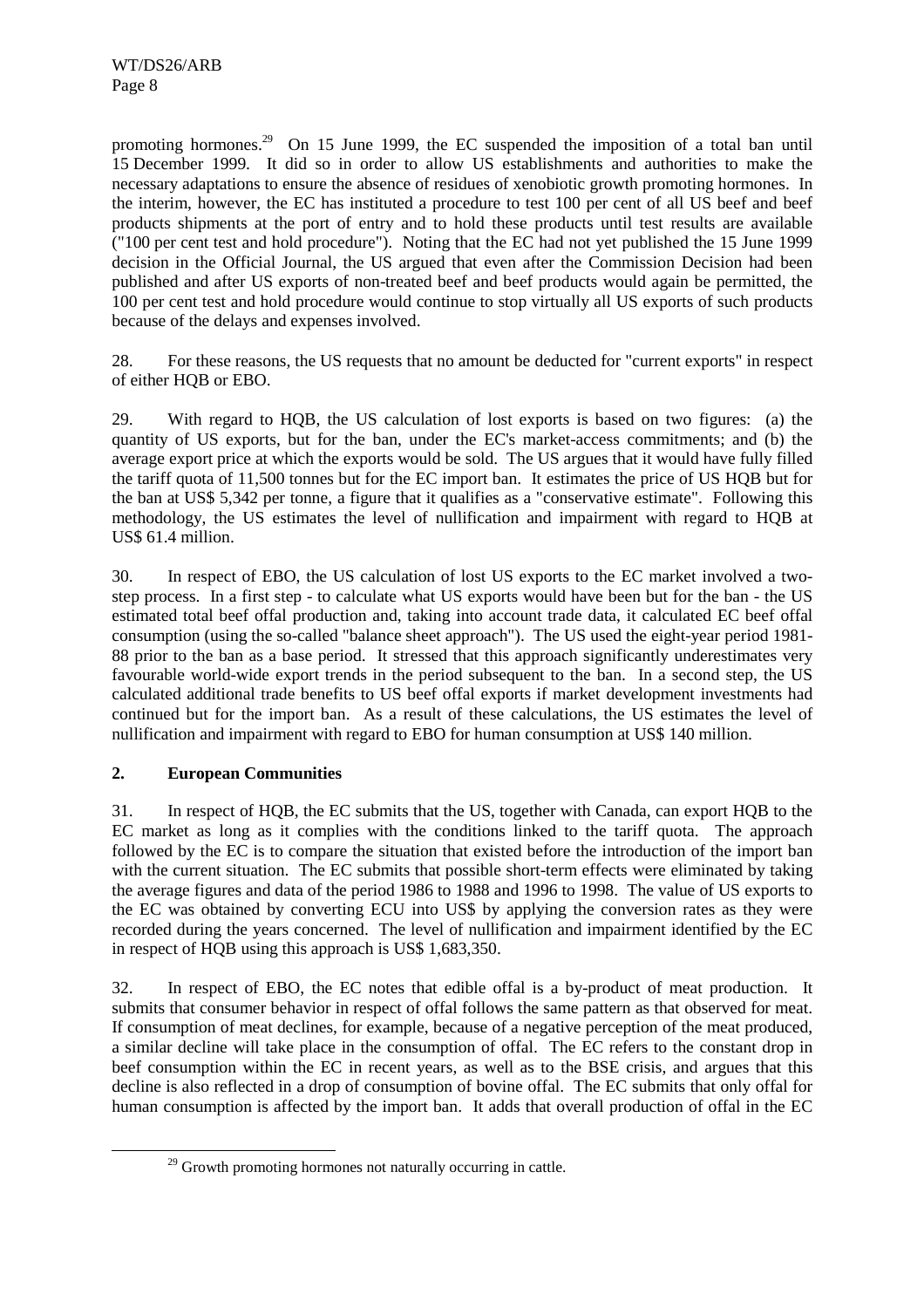promoting hormones.[29] On 15 June 1999, the EC suspended the imposition of a total ban until 15 December 1999. It did so in order to allow US establishments and authorities to make the necessary adaptations to ensure the absence of residues of xenobiotic growth promoting hormones. In the interim, however, the EC has instituted a procedure to test 100 per cent of all US beef and beef products shipments at the port of entry and to hold these products until test results are available ("100 per cent test and hold procedure"). Noting that the EC had not yet published the 15 June 1999 decision in the Official Journal, the US argued that even after the Commission Decision had been published and after US exports of non-treated beef and beef products would again be permitted, the 100 per cent test and hold procedure would continue to stop virtually all US exports of such products because of the delays and expenses involved.

28. For these reasons, the US requests that no amount be deducted for "current exports" in respect of either HQB or EBO.

29. With regard to HQB, the US calculation of lost exports is based on two figures: (a) the quantity of US exports, but for the ban, under the EC's market-access commitments; and (b) the average export price at which the exports would be sold. The US argues that it would have fully filled the tariff quota of 11,500 tonnes but for the EC import ban. It estimates the price of US HQB but for the ban at US$ 5,342 per tonne, a figure that it qualifies as a "conservative estimate". Following this methodology, the US estimates the level of nullification and impairment with regard to HQB at US$ 61.4 million.

30. In respect of EBO, the US calculation of lost US exports to the EC market involved a two-step process. In a first step - to calculate what US exports would have been but for the ban - the US estimated total beef offal production and, taking into account trade data, it calculated EC beef offal consumption (using the so-called "balance sheet approach"). The US used the eight-year period 1981-88 prior to the ban as a base period. It stressed that this approach significantly underestimates very favourable world-wide export trends in the period subsequent to the ban. In a second step, the US calculated additional trade benefits to US beef offal exports if market development investments had continued but for the import ban. As a result of these calculations, the US estimates the level of nullification and impairment with regard to EBO for human consumption at US$ 140 million.

## 2. European Communities

31. In respect of HQB, the EC submits that the US, together with Canada, can export HQB to the EC market as long as it complies with the conditions linked to the tariff quota. The approach followed by the EC is to compare the situation that existed before the introduction of the import ban with the current situation. The EC submits that possible short-term effects were eliminated by taking the average figures and data of the period 1986 to 1988 and 1996 to 1998. The value of US exports to the EC was obtained by converting ECU into US$ by applying the conversion rates as they were recorded during the years concerned. The level of nullification and impairment identified by the EC in respect of HQB using this approach is US$ 1,683,350.

32. In respect of EBO, the EC notes that edible offal is a by-product of meat production. It submits that consumer behavior in respect of offal follows the same pattern as that observed for meat. If consumption of meat declines, for example, because of a negative perception of the meat produced, a similar decline will take place in the consumption of offal. The EC refers to the constant drop in beef consumption within the EC in recent years, as well as to the BSE crisis, and argues that this decline is also reflected in a drop of consumption of bovine offal. The EC submits that only offal for human consumption is affected by the import ban. It adds that overall production of offal in the EC

[29] Growth promoting hormones not naturally occurring in cattle.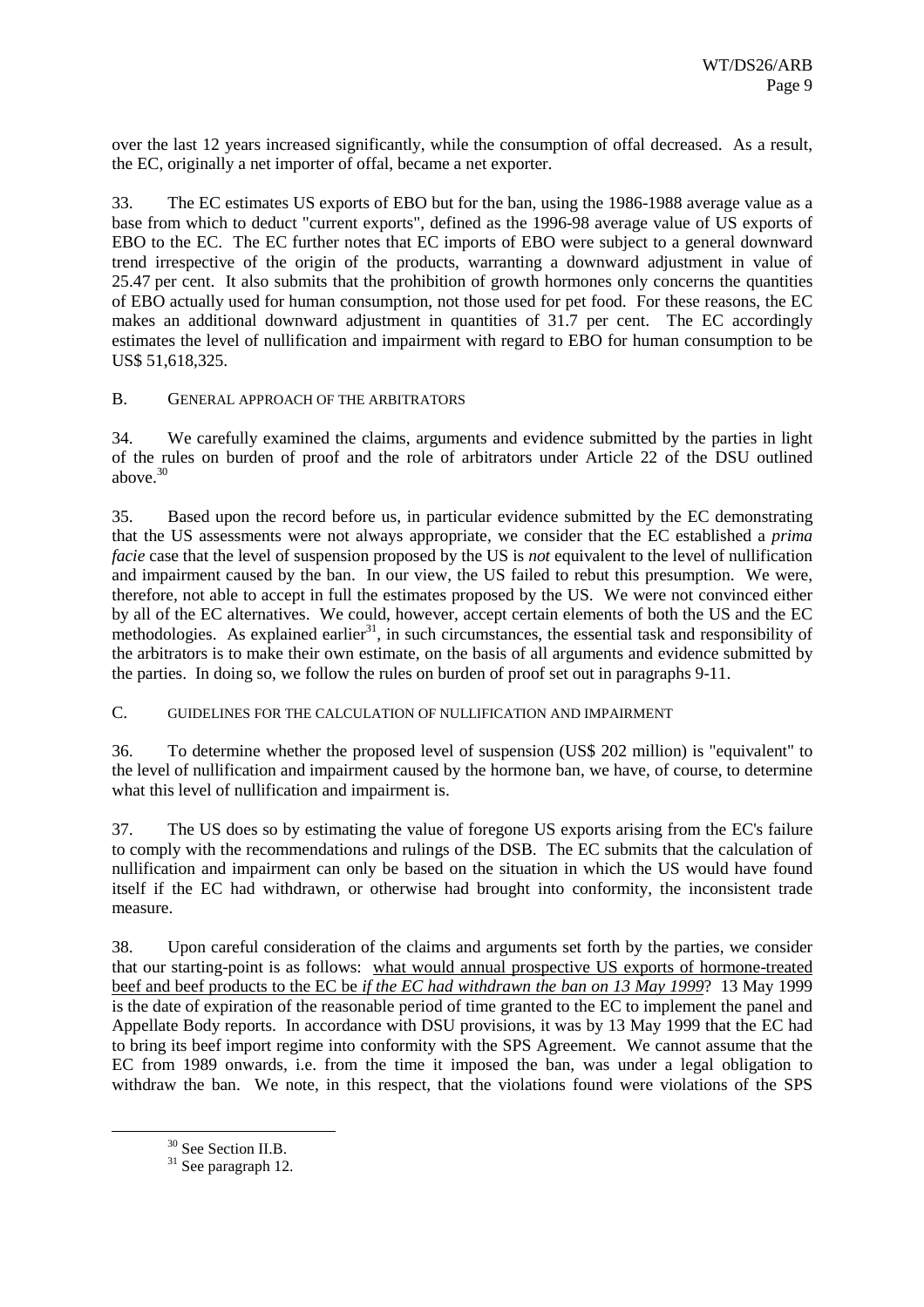over the last 12 years increased significantly, while the consumption of offal decreased. As a result, the EC, originally a net importer of offal, became a net exporter.

33. The EC estimates US exports of EBO but for the ban, using the 1986-1988 average value as a base from which to deduct "current exports", defined as the 1996-98 average value of US exports of EBO to the EC. The EC further notes that EC imports of EBO were subject to a general downward trend irrespective of the origin of the products, warranting a downward adjustment in value of 25.47 per cent. It also submits that the prohibition of growth hormones only concerns the quantities of EBO actually used for human consumption, not those used for pet food. For these reasons, the EC makes an additional downward adjustment in quantities of 31.7 per cent. The EC accordingly estimates the level of nullification and impairment with regard to EBO for human consumption to be US$ 51,618,325.

### B. GENERAL APPROACH OF THE ARBITRATORS

34. We carefully examined the claims, arguments and evidence submitted by the parties in light of the rules on burden of proof and the role of arbitrators under Article 22 of the DSU outlined above.[30]

35. Based upon the record before us, in particular evidence submitted by the EC demonstrating that the US assessments were not always appropriate, we consider that the EC established a *prima facie* case that the level of suspension proposed by the US is *not* equivalent to the level of nullification and impairment caused by the ban. In our view, the US failed to rebut this presumption. We were, therefore, not able to accept in full the estimates proposed by the US. We were not convinced either by all of the EC alternatives. We could, however, accept certain elements of both the US and the EC methodologies. As explained earlier[31], in such circumstances, the essential task and responsibility of the arbitrators is to make their own estimate, on the basis of all arguments and evidence submitted by the parties. In doing so, we follow the rules on burden of proof set out in paragraphs 9-11.

### C. GUIDELINES FOR THE CALCULATION OF NULLIFICATION AND IMPAIRMENT

36. To determine whether the proposed level of suspension (US$ 202 million) is "equivalent" to the level of nullification and impairment caused by the hormone ban, we have, of course, to determine what this level of nullification and impairment is.

37. The US does so by estimating the value of foregone US exports arising from the EC's failure to comply with the recommendations and rulings of the DSB. The EC submits that the calculation of nullification and impairment can only be based on the situation in which the US would have found itself if the EC had withdrawn, or otherwise had brought into conformity, the inconsistent trade measure.

38. Upon careful consideration of the claims and arguments set forth by the parties, we consider that our starting-point is as follows: what would annual prospective US exports of hormone-treated beef and beef products to the EC be *if the EC had withdrawn the ban on 13 May 1999*? 13 May 1999 is the date of expiration of the reasonable period of time granted to the EC to implement the panel and Appellate Body reports. In accordance with DSU provisions, it was by 13 May 1999 that the EC had to bring its beef import regime into conformity with the SPS Agreement. We cannot assume that the EC from 1989 onwards, i.e. from the time it imposed the ban, was under a legal obligation to withdraw the ban. We note, in this respect, that the violations found were violations of the SPS

[30] See Section II.B.

[31] See paragraph 12.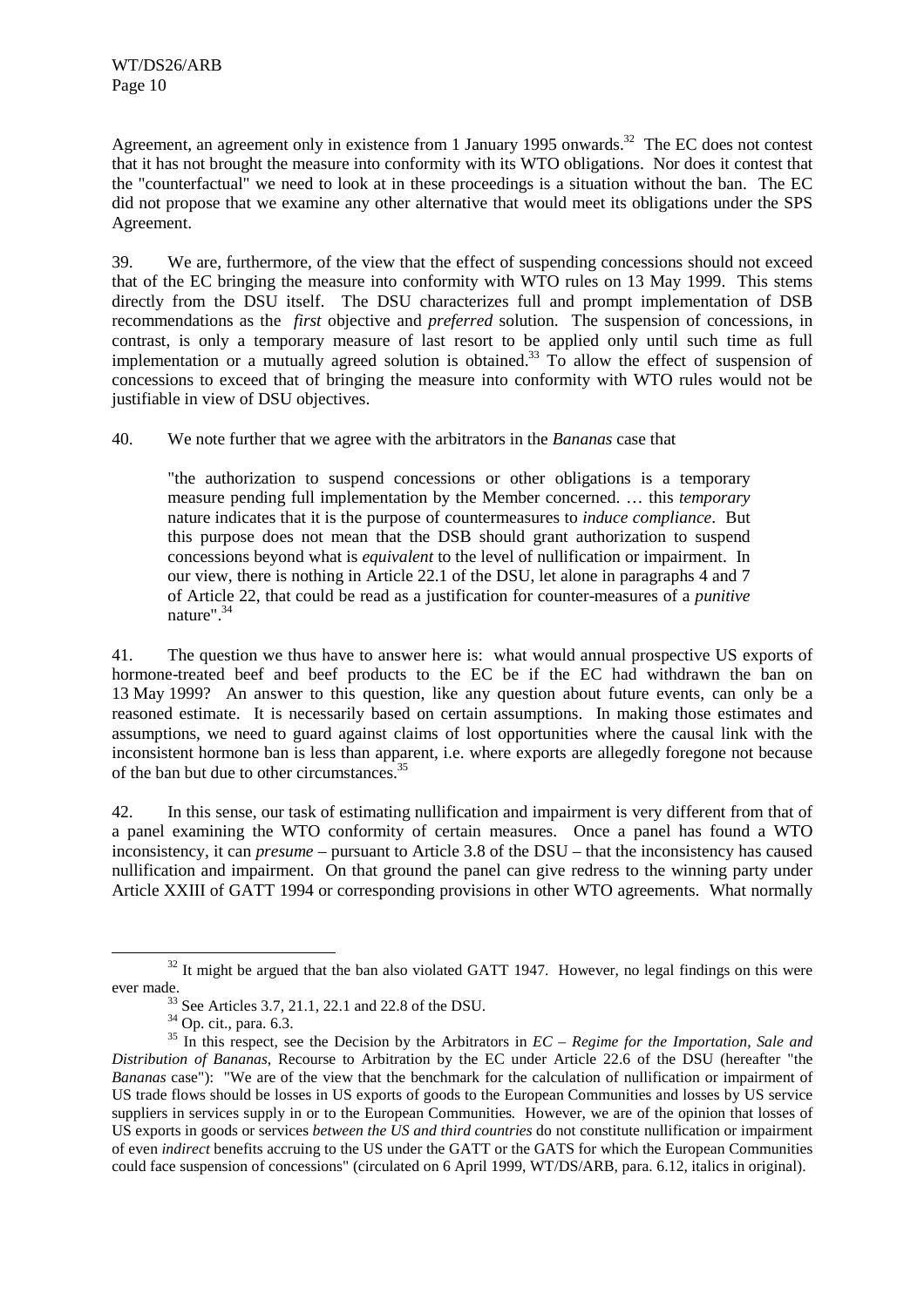Agreement, an agreement only in existence from 1 January 1995 onwards.[32] The EC does not contest that it has not brought the measure into conformity with its WTO obligations. Nor does it contest that the "counterfactual" we need to look at in these proceedings is a situation without the ban. The EC did not propose that we examine any other alternative that would meet its obligations under the SPS Agreement.

39. We are, furthermore, of the view that the effect of suspending concessions should not exceed that of the EC bringing the measure into conformity with WTO rules on 13 May 1999. This stems directly from the DSU itself. The DSU characterizes full and prompt implementation of DSB recommendations as the *first* objective and *preferred* solution. The suspension of concessions, in contrast, is only a temporary measure of last resort to be applied only until such time as full implementation or a mutually agreed solution is obtained.[33] To allow the effect of suspension of concessions to exceed that of bringing the measure into conformity with WTO rules would not be justifiable in view of DSU objectives.

40. We note further that we agree with the arbitrators in the *Bananas* case that

> "the authorization to suspend concessions or other obligations is a temporary measure pending full implementation by the Member concerned. … this *temporary* nature indicates that it is the purpose of countermeasures to *induce compliance*. But this purpose does not mean that the DSB should grant authorization to suspend concessions beyond what is *equivalent* to the level of nullification or impairment. In our view, there is nothing in Article 22.1 of the DSU, let alone in paragraphs 4 and 7 of Article 22, that could be read as a justification for counter-measures of a *punitive* nature".[34]

41. The question we thus have to answer here is: what would annual prospective US exports of hormone-treated beef and beef products to the EC be if the EC had withdrawn the ban on 13 May 1999? An answer to this question, like any question about future events, can only be a reasoned estimate. It is necessarily based on certain assumptions. In making those estimates and assumptions, we need to guard against claims of lost opportunities where the causal link with the inconsistent hormone ban is less than apparent, i.e. where exports are allegedly foregone not because of the ban but due to other circumstances.[35]

42. In this sense, our task of estimating nullification and impairment is very different from that of a panel examining the WTO conformity of certain measures. Once a panel has found a WTO inconsistency, it can *presume* – pursuant to Article 3.8 of the DSU – that the inconsistency has caused nullification and impairment. On that ground the panel can give redress to the winning party under Article XXIII of GATT 1994 or corresponding provisions in other WTO agreements. What normally

---

[32] It might be argued that the ban also violated GATT 1947. However, no legal findings on this were ever made.

[33] See Articles 3.7, 21.1, 22.1 and 22.8 of the DSU.

[34] Op. cit., para. 6.3.

[35] In this respect, see the Decision by the Arbitrators in *EC – Regime for the Importation, Sale and Distribution of Bananas*, Recourse to Arbitration by the EC under Article 22.6 of the DSU (hereafter "the *Bananas* case"): "We are of the view that the benchmark for the calculation of nullification or impairment of US trade flows should be losses in US exports of goods to the European Communities and losses by US service suppliers in services supply in or to the European Communities. However, we are of the opinion that losses of US exports in goods or services *between the US and third countries* do not constitute nullification or impairment of even *indirect* benefits accruing to the US under the GATT or the GATS for which the European Communities could face suspension of concessions" (circulated on 6 April 1999, WT/DS/ARB, para. 6.12, italics in original).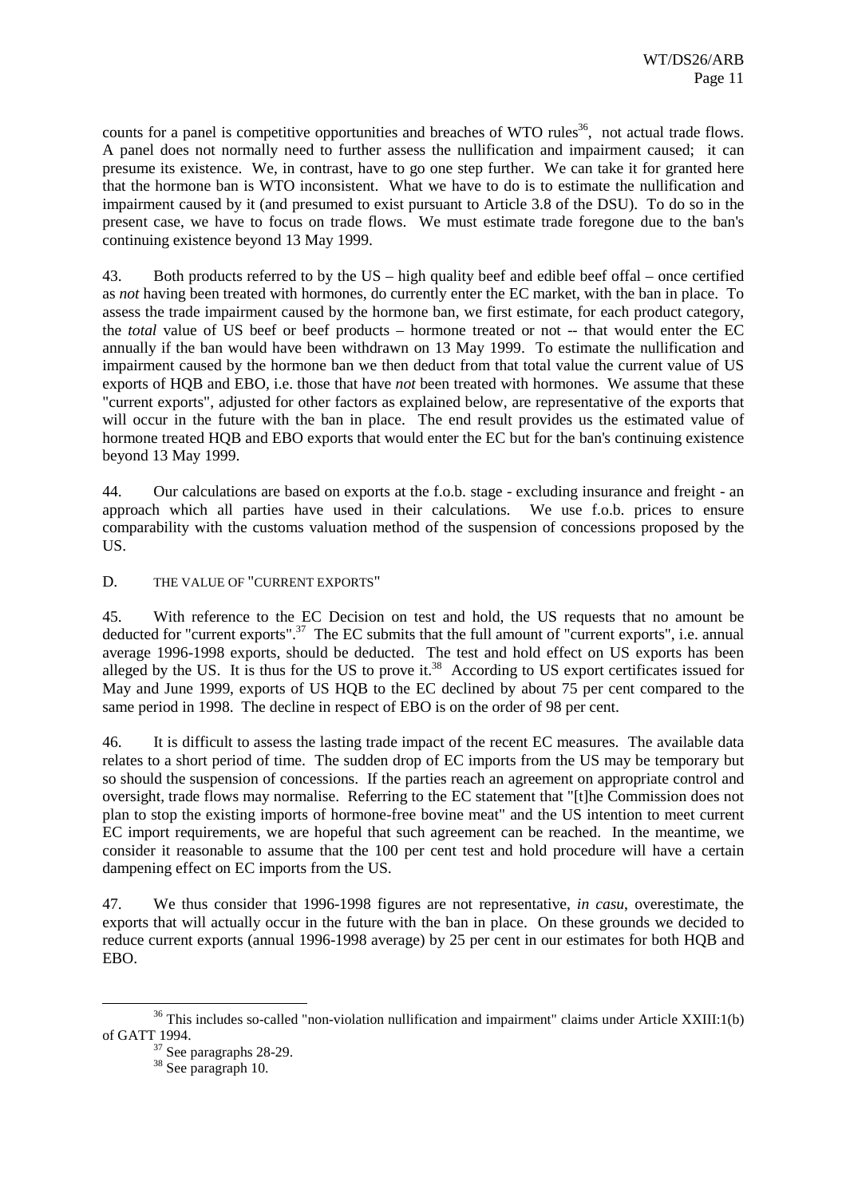counts for a panel is competitive opportunities and breaches of WTO rules[36], not actual trade flows. A panel does not normally need to further assess the nullification and impairment caused; it can presume its existence. We, in contrast, have to go one step further. We can take it for granted here that the hormone ban is WTO inconsistent. What we have to do is to estimate the nullification and impairment caused by it (and presumed to exist pursuant to Article 3.8 of the DSU). To do so in the present case, we have to focus on trade flows. We must estimate trade foregone due to the ban's continuing existence beyond 13 May 1999.

43. Both products referred to by the US – high quality beef and edible beef offal – once certified as *not* having been treated with hormones, do currently enter the EC market, with the ban in place. To assess the trade impairment caused by the hormone ban, we first estimate, for each product category, the *total* value of US beef or beef products – hormone treated or not -- that would enter the EC annually if the ban would have been withdrawn on 13 May 1999. To estimate the nullification and impairment caused by the hormone ban we then deduct from that total value the current value of US exports of HQB and EBO, i.e. those that have *not* been treated with hormones. We assume that these "current exports", adjusted for other factors as explained below, are representative of the exports that will occur in the future with the ban in place. The end result provides us the estimated value of hormone treated HQB and EBO exports that would enter the EC but for the ban's continuing existence beyond 13 May 1999.

44. Our calculations are based on exports at the f.o.b. stage - excluding insurance and freight - an approach which all parties have used in their calculations. We use f.o.b. prices to ensure comparability with the customs valuation method of the suspension of concessions proposed by the US.

## D. THE VALUE OF "CURRENT EXPORTS"

45. With reference to the EC Decision on test and hold, the US requests that no amount be deducted for "current exports".[37] The EC submits that the full amount of "current exports", i.e. annual average 1996-1998 exports, should be deducted. The test and hold effect on US exports has been alleged by the US. It is thus for the US to prove it.[38] According to US export certificates issued for May and June 1999, exports of US HQB to the EC declined by about 75 per cent compared to the same period in 1998. The decline in respect of EBO is on the order of 98 per cent.

46. It is difficult to assess the lasting trade impact of the recent EC measures. The available data relates to a short period of time. The sudden drop of EC imports from the US may be temporary but so should the suspension of concessions. If the parties reach an agreement on appropriate control and oversight, trade flows may normalise. Referring to the EC statement that "[t]he Commission does not plan to stop the existing imports of hormone-free bovine meat" and the US intention to meet current EC import requirements, we are hopeful that such agreement can be reached. In the meantime, we consider it reasonable to assume that the 100 per cent test and hold procedure will have a certain dampening effect on EC imports from the US.

47. We thus consider that 1996-1998 figures are not representative, *in casu*, overestimate, the exports that will actually occur in the future with the ban in place. On these grounds we decided to reduce current exports (annual 1996-1998 average) by 25 per cent in our estimates for both HQB and EBO.

---

[36] This includes so-called "non-violation nullification and impairment" claims under Article XXIII:1(b) of GATT 1994.

[37] See paragraphs 28-29.

[38] See paragraph 10.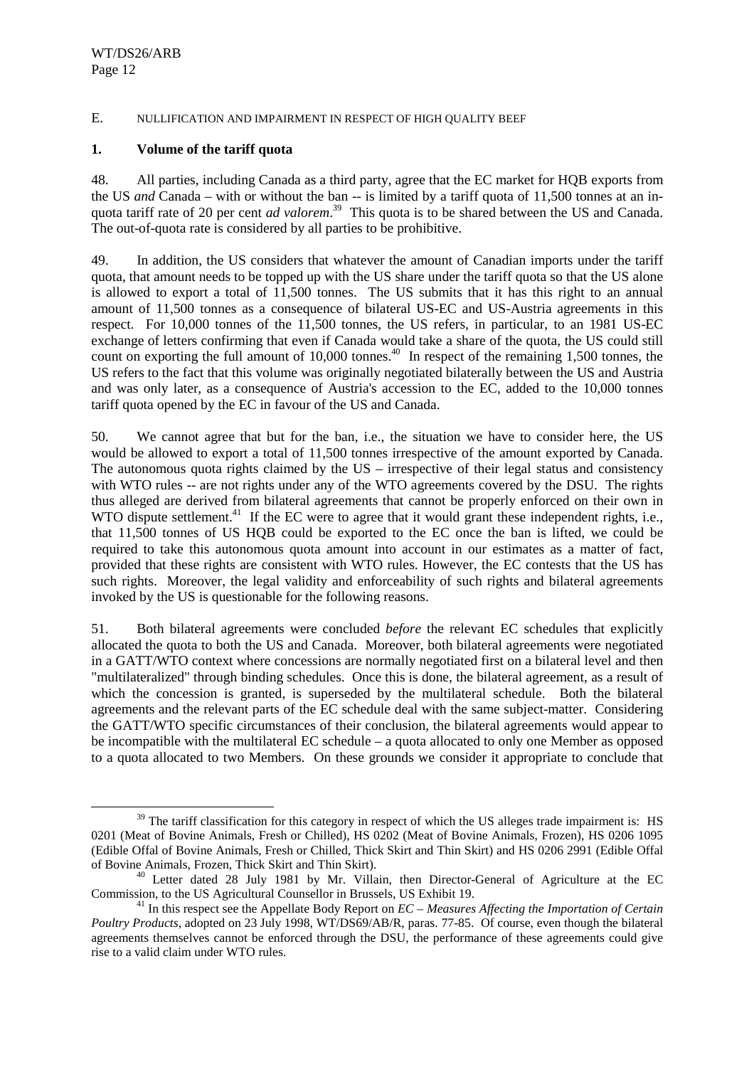E. NULLIFICATION AND IMPAIRMENT IN RESPECT OF HIGH QUALITY BEEF

### 1. Volume of the tariff quota

48. All parties, including Canada as a third party, agree that the EC market for HQB exports from the US *and* Canada – with or without the ban -- is limited by a tariff quota of 11,500 tonnes at an in-quota tariff rate of 20 per cent *ad valorem*.[39] This quota is to be shared between the US and Canada. The out-of-quota rate is considered by all parties to be prohibitive.

49. In addition, the US considers that whatever the amount of Canadian imports under the tariff quota, that amount needs to be topped up with the US share under the tariff quota so that the US alone is allowed to export a total of 11,500 tonnes. The US submits that it has this right to an annual amount of 11,500 tonnes as a consequence of bilateral US-EC and US-Austria agreements in this respect. For 10,000 tonnes of the 11,500 tonnes, the US refers, in particular, to an 1981 US-EC exchange of letters confirming that even if Canada would take a share of the quota, the US could still count on exporting the full amount of 10,000 tonnes.[40] In respect of the remaining 1,500 tonnes, the US refers to the fact that this volume was originally negotiated bilaterally between the US and Austria and was only later, as a consequence of Austria's accession to the EC, added to the 10,000 tonnes tariff quota opened by the EC in favour of the US and Canada.

50. We cannot agree that but for the ban, i.e., the situation we have to consider here, the US would be allowed to export a total of 11,500 tonnes irrespective of the amount exported by Canada. The autonomous quota rights claimed by the US – irrespective of their legal status and consistency with WTO rules -- are not rights under any of the WTO agreements covered by the DSU. The rights thus alleged are derived from bilateral agreements that cannot be properly enforced on their own in WTO dispute settlement.[41] If the EC were to agree that it would grant these independent rights, i.e., that 11,500 tonnes of US HQB could be exported to the EC once the ban is lifted, we could be required to take this autonomous quota amount into account in our estimates as a matter of fact, provided that these rights are consistent with WTO rules. However, the EC contests that the US has such rights. Moreover, the legal validity and enforceability of such rights and bilateral agreements invoked by the US is questionable for the following reasons.

51. Both bilateral agreements were concluded *before* the relevant EC schedules that explicitly allocated the quota to both the US and Canada. Moreover, both bilateral agreements were negotiated in a GATT/WTO context where concessions are normally negotiated first on a bilateral level and then "multilateralized" through binding schedules. Once this is done, the bilateral agreement, as a result of which the concession is granted, is superseded by the multilateral schedule. Both the bilateral agreements and the relevant parts of the EC schedule deal with the same subject-matter. Considering the GATT/WTO specific circumstances of their conclusion, the bilateral agreements would appear to be incompatible with the multilateral EC schedule – a quota allocated to only one Member as opposed to a quota allocated to two Members. On these grounds we consider it appropriate to conclude that

---

[39] The tariff classification for this category in respect of which the US alleges trade impairment is: HS 0201 (Meat of Bovine Animals, Fresh or Chilled), HS 0202 (Meat of Bovine Animals, Frozen), HS 0206 1095 (Edible Offal of Bovine Animals, Fresh or Chilled, Thick Skirt and Thin Skirt) and HS 0206 2991 (Edible Offal of Bovine Animals, Frozen, Thick Skirt and Thin Skirt).

[40] Letter dated 28 July 1981 by Mr. Villain, then Director-General of Agriculture at the EC Commission, to the US Agricultural Counsellor in Brussels, US Exhibit 19.

[41] In this respect see the Appellate Body Report on *EC – Measures Affecting the Importation of Certain Poultry Products*, adopted on 23 July 1998, WT/DS69/AB/R, paras. 77-85. Of course, even though the bilateral agreements themselves cannot be enforced through the DSU, the performance of these agreements could give rise to a valid claim under WTO rules.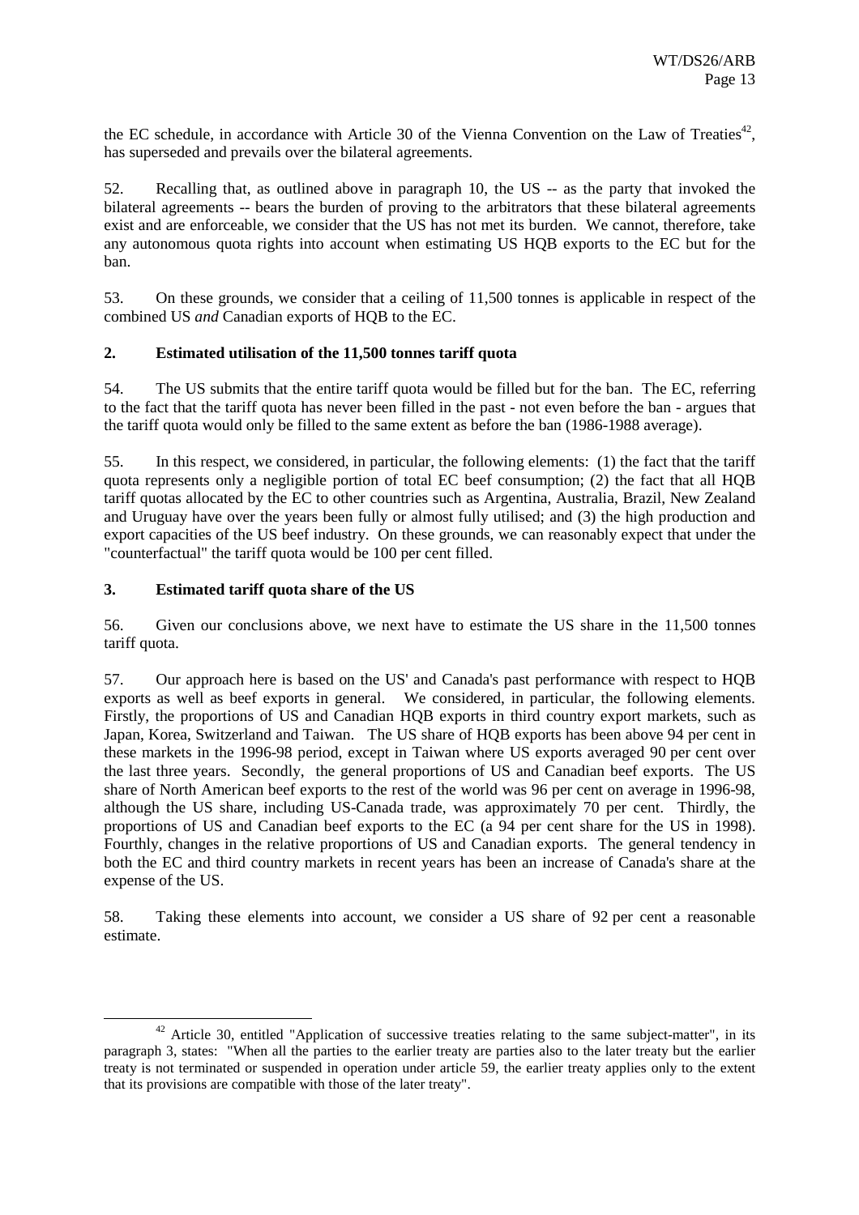the EC schedule, in accordance with Article 30 of the Vienna Convention on the Law of Treaties[42], has superseded and prevails over the bilateral agreements.

52. Recalling that, as outlined above in paragraph 10, the US -- as the party that invoked the bilateral agreements -- bears the burden of proving to the arbitrators that these bilateral agreements exist and are enforceable, we consider that the US has not met its burden. We cannot, therefore, take any autonomous quota rights into account when estimating US HQB exports to the EC but for the ban.

53. On these grounds, we consider that a ceiling of 11,500 tonnes is applicable in respect of the combined US *and* Canadian exports of HQB to the EC.

### 2. Estimated utilisation of the 11,500 tonnes tariff quota

54. The US submits that the entire tariff quota would be filled but for the ban. The EC, referring to the fact that the tariff quota has never been filled in the past - not even before the ban - argues that the tariff quota would only be filled to the same extent as before the ban (1986-1988 average).

55. In this respect, we considered, in particular, the following elements: (1) the fact that the tariff quota represents only a negligible portion of total EC beef consumption; (2) the fact that all HQB tariff quotas allocated by the EC to other countries such as Argentina, Australia, Brazil, New Zealand and Uruguay have over the years been fully or almost fully utilised; and (3) the high production and export capacities of the US beef industry. On these grounds, we can reasonably expect that under the "counterfactual" the tariff quota would be 100 per cent filled.

### 3. Estimated tariff quota share of the US

56. Given our conclusions above, we next have to estimate the US share in the 11,500 tonnes tariff quota.

57. Our approach here is based on the US' and Canada's past performance with respect to HQB exports as well as beef exports in general. We considered, in particular, the following elements. Firstly, the proportions of US and Canadian HQB exports in third country export markets, such as Japan, Korea, Switzerland and Taiwan. The US share of HQB exports has been above 94 per cent in these markets in the 1996-98 period, except in Taiwan where US exports averaged 90 per cent over the last three years. Secondly, the general proportions of US and Canadian beef exports. The US share of North American beef exports to the rest of the world was 96 per cent on average in 1996-98, although the US share, including US-Canada trade, was approximately 70 per cent. Thirdly, the proportions of US and Canadian beef exports to the EC (a 94 per cent share for the US in 1998). Fourthly, changes in the relative proportions of US and Canadian exports. The general tendency in both the EC and third country markets in recent years has been an increase of Canada's share at the expense of the US.

58. Taking these elements into account, we consider a US share of 92 per cent a reasonable estimate.

---

[42] Article 30, entitled "Application of successive treaties relating to the same subject-matter", in its paragraph 3, states: "When all the parties to the earlier treaty are parties also to the later treaty but the earlier treaty is not terminated or suspended in operation under article 59, the earlier treaty applies only to the extent that its provisions are compatible with those of the later treaty".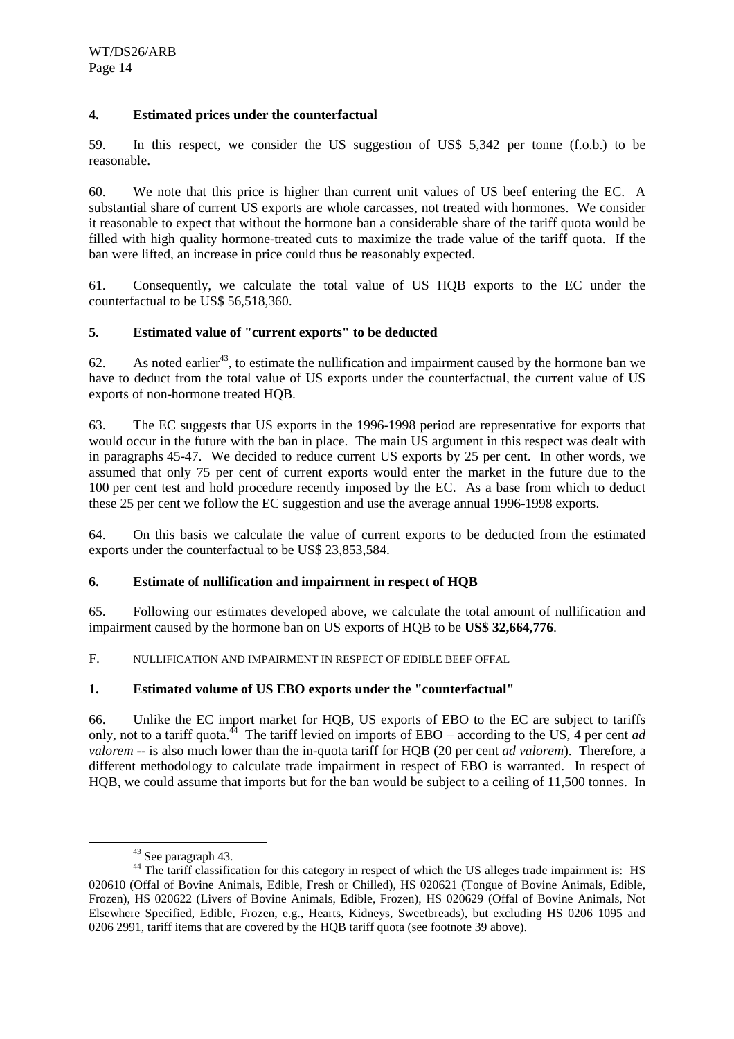## 4. Estimated prices under the counterfactual

59. In this respect, we consider the US suggestion of US$ 5,342 per tonne (f.o.b.) to be reasonable.

60. We note that this price is higher than current unit values of US beef entering the EC. A substantial share of current US exports are whole carcasses, not treated with hormones. We consider it reasonable to expect that without the hormone ban a considerable share of the tariff quota would be filled with high quality hormone-treated cuts to maximize the trade value of the tariff quota. If the ban were lifted, an increase in price could thus be reasonably expected.

61. Consequently, we calculate the total value of US HQB exports to the EC under the counterfactual to be US$ 56,518,360.

## 5. Estimated value of "current exports" to be deducted

62. As noted earlier[43], to estimate the nullification and impairment caused by the hormone ban we have to deduct from the total value of US exports under the counterfactual, the current value of US exports of non-hormone treated HQB.

63. The EC suggests that US exports in the 1996-1998 period are representative for exports that would occur in the future with the ban in place. The main US argument in this respect was dealt with in paragraphs 45-47. We decided to reduce current US exports by 25 per cent. In other words, we assumed that only 75 per cent of current exports would enter the market in the future due to the 100 per cent test and hold procedure recently imposed by the EC. As a base from which to deduct these 25 per cent we follow the EC suggestion and use the average annual 1996-1998 exports.

64. On this basis we calculate the value of current exports to be deducted from the estimated exports under the counterfactual to be US$ 23,853,584.

## 6. Estimate of nullification and impairment in respect of HQB

65. Following our estimates developed above, we calculate the total amount of nullification and impairment caused by the hormone ban on US exports of HQB to be **US$ 32,664,776**.

# F. NULLIFICATION AND IMPAIRMENT IN RESPECT OF EDIBLE BEEF OFFAL

## 1. Estimated volume of US EBO exports under the "counterfactual"

66. Unlike the EC import market for HQB, US exports of EBO to the EC are subject to tariffs only, not to a tariff quota.[44] The tariff levied on imports of EBO – according to the US, 4 per cent *ad valorem* -- is also much lower than the in-quota tariff for HQB (20 per cent *ad valorem*). Therefore, a different methodology to calculate trade impairment in respect of EBO is warranted. In respect of HQB, we could assume that imports but for the ban would be subject to a ceiling of 11,500 tonnes. In

---

[43] See paragraph 43.

[44] The tariff classification for this category in respect of which the US alleges trade impairment is: HS 020610 (Offal of Bovine Animals, Edible, Fresh or Chilled), HS 020621 (Tongue of Bovine Animals, Edible, Frozen), HS 020622 (Livers of Bovine Animals, Edible, Frozen), HS 020629 (Offal of Bovine Animals, Not Elsewhere Specified, Edible, Frozen, e.g., Hearts, Kidneys, Sweetbreads), but excluding HS 0206 1095 and 0206 2991, tariff items that are covered by the HQB tariff quota (see footnote 39 above).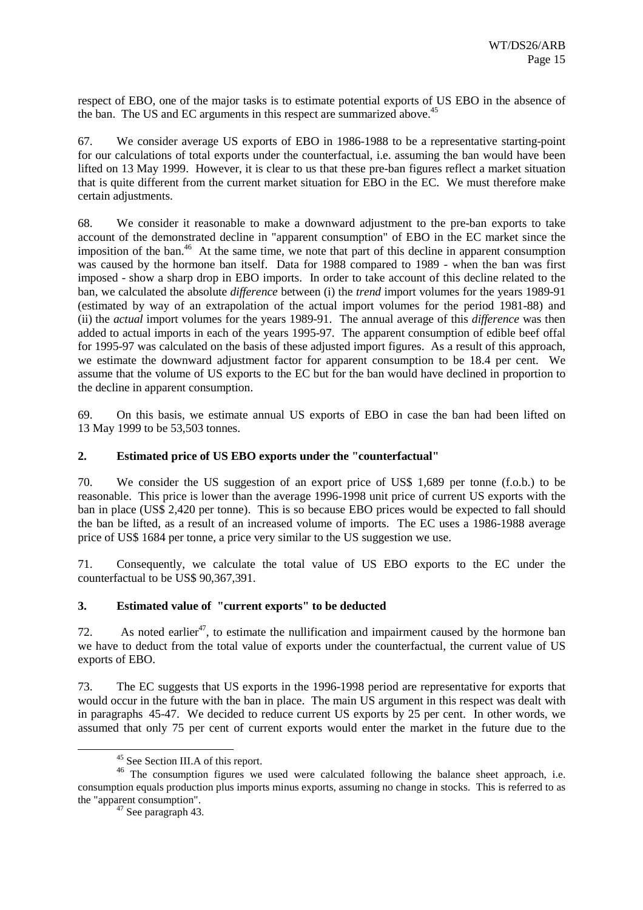respect of EBO, one of the major tasks is to estimate potential exports of US EBO in the absence of the ban. The US and EC arguments in this respect are summarized above.[45]

67. We consider average US exports of EBO in 1986-1988 to be a representative starting-point for our calculations of total exports under the counterfactual, i.e. assuming the ban would have been lifted on 13 May 1999. However, it is clear to us that these pre-ban figures reflect a market situation that is quite different from the current market situation for EBO in the EC. We must therefore make certain adjustments.

68. We consider it reasonable to make a downward adjustment to the pre-ban exports to take account of the demonstrated decline in "apparent consumption" of EBO in the EC market since the imposition of the ban.[46] At the same time, we note that part of this decline in apparent consumption was caused by the hormone ban itself. Data for 1988 compared to 1989 - when the ban was first imposed - show a sharp drop in EBO imports. In order to take account of this decline related to the ban, we calculated the absolute *difference* between (i) the *trend* import volumes for the years 1989-91 (estimated by way of an extrapolation of the actual import volumes for the period 1981-88) and (ii) the *actual* import volumes for the years 1989-91. The annual average of this *difference* was then added to actual imports in each of the years 1995-97. The apparent consumption of edible beef offal for 1995-97 was calculated on the basis of these adjusted import figures. As a result of this approach, we estimate the downward adjustment factor for apparent consumption to be 18.4 per cent. We assume that the volume of US exports to the EC but for the ban would have declined in proportion to the decline in apparent consumption.

69. On this basis, we estimate annual US exports of EBO in case the ban had been lifted on 13 May 1999 to be 53,503 tonnes.

## 2. Estimated price of US EBO exports under the "counterfactual"

70. We consider the US suggestion of an export price of US$ 1,689 per tonne (f.o.b.) to be reasonable. This price is lower than the average 1996-1998 unit price of current US exports with the ban in place (US$ 2,420 per tonne). This is so because EBO prices would be expected to fall should the ban be lifted, as a result of an increased volume of imports. The EC uses a 1986-1988 average price of US$ 1684 per tonne, a price very similar to the US suggestion we use.

71. Consequently, we calculate the total value of US EBO exports to the EC under the counterfactual to be US$ 90,367,391.

## 3. Estimated value of "current exports" to be deducted

72. As noted earlier[47], to estimate the nullification and impairment caused by the hormone ban we have to deduct from the total value of exports under the counterfactual, the current value of US exports of EBO.

73. The EC suggests that US exports in the 1996-1998 period are representative for exports that would occur in the future with the ban in place. The main US argument in this respect was dealt with in paragraphs 45-47. We decided to reduce current US exports by 25 per cent. In other words, we assumed that only 75 per cent of current exports would enter the market in the future due to the

---

[45] See Section III.A of this report.

[46] The consumption figures we used were calculated following the balance sheet approach, i.e. consumption equals production plus imports minus exports, assuming no change in stocks. This is referred to as the "apparent consumption".

[47] See paragraph 43.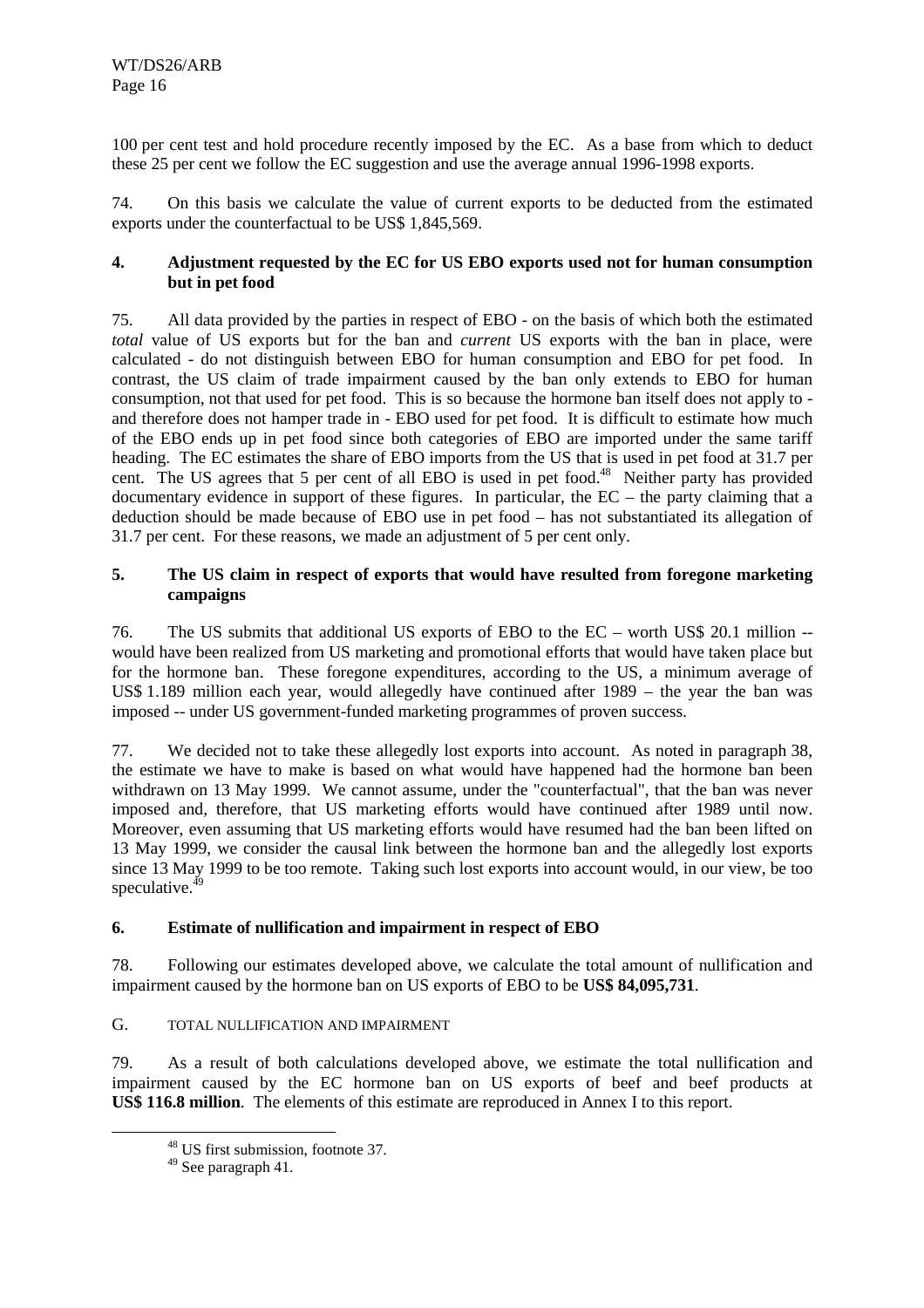100 per cent test and hold procedure recently imposed by the EC. As a base from which to deduct these 25 per cent we follow the EC suggestion and use the average annual 1996-1998 exports.

74. On this basis we calculate the value of current exports to be deducted from the estimated exports under the counterfactual to be US$ 1,845,569.

### 4. Adjustment requested by the EC for US EBO exports used not for human consumption but in pet food

75. All data provided by the parties in respect of EBO - on the basis of which both the estimated *total* value of US exports but for the ban and *current* US exports with the ban in place, were calculated - do not distinguish between EBO for human consumption and EBO for pet food. In contrast, the US claim of trade impairment caused by the ban only extends to EBO for human consumption, not that used for pet food. This is so because the hormone ban itself does not apply to - and therefore does not hamper trade in - EBO used for pet food. It is difficult to estimate how much of the EBO ends up in pet food since both categories of EBO are imported under the same tariff heading. The EC estimates the share of EBO imports from the US that is used in pet food at 31.7 per cent. The US agrees that 5 per cent of all EBO is used in pet food.[48] Neither party has provided documentary evidence in support of these figures. In particular, the EC – the party claiming that a deduction should be made because of EBO use in pet food – has not substantiated its allegation of 31.7 per cent. For these reasons, we made an adjustment of 5 per cent only.

### 5. The US claim in respect of exports that would have resulted from foregone marketing campaigns

76. The US submits that additional US exports of EBO to the EC – worth US$ 20.1 million -- would have been realized from US marketing and promotional efforts that would have taken place but for the hormone ban. These foregone expenditures, according to the US, a minimum average of US$ 1.189 million each year, would allegedly have continued after 1989 – the year the ban was imposed -- under US government-funded marketing programmes of proven success.

77. We decided not to take these allegedly lost exports into account. As noted in paragraph 38, the estimate we have to make is based on what would have happened had the hormone ban been withdrawn on 13 May 1999. We cannot assume, under the "counterfactual", that the ban was never imposed and, therefore, that US marketing efforts would have continued after 1989 until now. Moreover, even assuming that US marketing efforts would have resumed had the ban been lifted on 13 May 1999, we consider the causal link between the hormone ban and the allegedly lost exports since 13 May 1999 to be too remote. Taking such lost exports into account would, in our view, be too speculative.[49]

### 6. Estimate of nullification and impairment in respect of EBO

78. Following our estimates developed above, we calculate the total amount of nullification and impairment caused by the hormone ban on US exports of EBO to be **US$ 84,095,731**.

## G. TOTAL NULLIFICATION AND IMPAIRMENT

79. As a result of both calculations developed above, we estimate the total nullification and impairment caused by the EC hormone ban on US exports of beef and beef products at **US$ 116.8 million**. The elements of this estimate are reproduced in Annex I to this report.

---

[48] US first submission, footnote 37.

[49] See paragraph 41.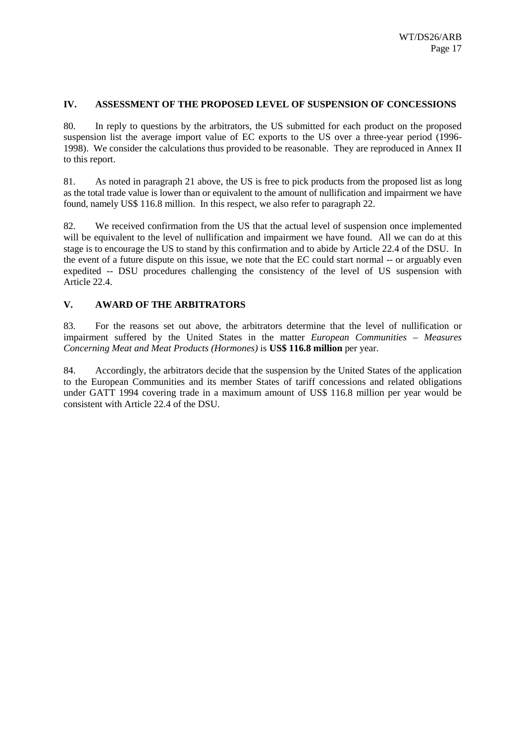## IV. ASSESSMENT OF THE PROPOSED LEVEL OF SUSPENSION OF CONCESSIONS

80. In reply to questions by the arbitrators, the US submitted for each product on the proposed suspension list the average import value of EC exports to the US over a three-year period (1996-1998). We consider the calculations thus provided to be reasonable. They are reproduced in Annex II to this report.

81. As noted in paragraph 21 above, the US is free to pick products from the proposed list as long as the total trade value is lower than or equivalent to the amount of nullification and impairment we have found, namely US$ 116.8 million. In this respect, we also refer to paragraph 22.

82. We received confirmation from the US that the actual level of suspension once implemented will be equivalent to the level of nullification and impairment we have found. All we can do at this stage is to encourage the US to stand by this confirmation and to abide by Article 22.4 of the DSU. In the event of a future dispute on this issue, we note that the EC could start normal -- or arguably even expedited -- DSU procedures challenging the consistency of the level of US suspension with Article 22.4.

## V. AWARD OF THE ARBITRATORS

83. For the reasons set out above, the arbitrators determine that the level of nullification or impairment suffered by the United States in the matter *European Communities – Measures Concerning Meat and Meat Products (Hormones)* is **US$ 116.8 million** per year.

84. Accordingly, the arbitrators decide that the suspension by the United States of the application to the European Communities and its member States of tariff concessions and related obligations under GATT 1994 covering trade in a maximum amount of US$ 116.8 million per year would be consistent with Article 22.4 of the DSU.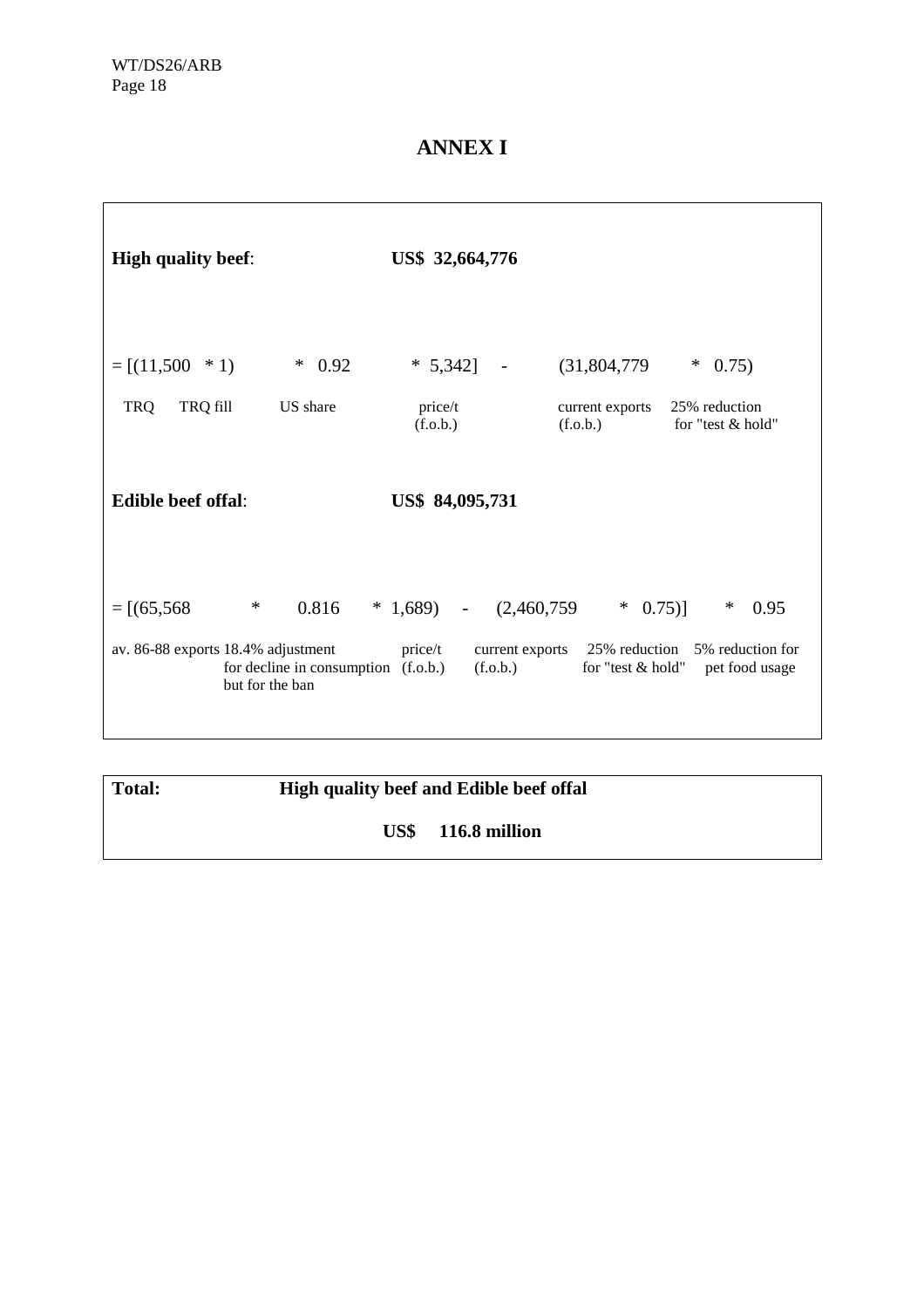# ANNEX I

**High quality beef**: **US$ 32,664,776**

| = [(11,500 | * 1) | * 0.92 | * 5,342] | - | (31,804,779 | * 0.75) |
|---|---|---|---|---|---|---|
| TRQ | TRQ fill | US share | price/t (f.o.b.) | | current exports (f.o.b.) | 25% reduction for "test & hold" |

**Edible beef offal**: **US$ 84,095,731**

| = [(65,568 | * 0.816 | * 1,689) | - | (2,460,759 | * 0.75)] | * 0.95 |
|---|---|---|---|---|---|---|
| av. 86-88 exports | 18.4% adjustment for decline in consumption but for the ban | price/t (f.o.b.) | | current exports (f.o.b.) | 25% reduction for "test & hold" | 5% reduction for pet food usage |

**Total:** **High quality beef and Edible beef offal**

**US$ 116.8 million**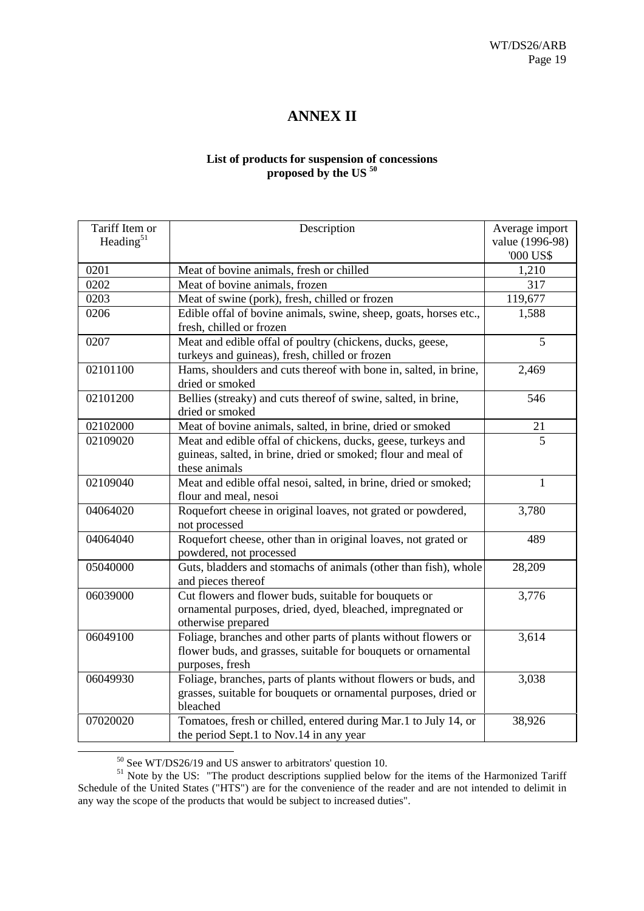# ANNEX II

**List of products for suspension of concessions proposed by the US [50]**

| Tariff Item or Heading[51] | Description | Average import value (1996-98) '000 US$ |
|---|---|---|
| 0201 | Meat of bovine animals, fresh or chilled | 1,210 |
| 0202 | Meat of bovine animals, frozen | 317 |
| 0203 | Meat of swine (pork), fresh, chilled or frozen | 119,677 |
| 0206 | Edible offal of bovine animals, swine, sheep, goats, horses etc., fresh, chilled or frozen | 1,588 |
| 0207 | Meat and edible offal of poultry (chickens, ducks, geese, turkeys and guineas), fresh, chilled or frozen | 5 |
| 02101100 | Hams, shoulders and cuts thereof with bone in, salted, in brine, dried or smoked | 2,469 |
| 02101200 | Bellies (streaky) and cuts thereof of swine, salted, in brine, dried or smoked | 546 |
| 02102000 | Meat of bovine animals, salted, in brine, dried or smoked | 21 |
| 02109020 | Meat and edible offal of chickens, ducks, geese, turkeys and guineas, salted, in brine, dried or smoked; flour and meal of these animals | 5 |
| 02109040 | Meat and edible offal nesoi, salted, in brine, dried or smoked; flour and meal, nesoi | 1 |
| 04064020 | Roquefort cheese in original loaves, not grated or powdered, not processed | 3,780 |
| 04064040 | Roquefort cheese, other than in original loaves, not grated or powdered, not processed | 489 |
| 05040000 | Guts, bladders and stomachs of animals (other than fish), whole and pieces thereof | 28,209 |
| 06039000 | Cut flowers and flower buds, suitable for bouquets or ornamental purposes, dried, dyed, bleached, impregnated or otherwise prepared | 3,776 |
| 06049100 | Foliage, branches and other parts of plants without flowers or flower buds, and grasses, suitable for bouquets or ornamental purposes, fresh | 3,614 |
| 06049930 | Foliage, branches, parts of plants without flowers or buds, and grasses, suitable for bouquets or ornamental purposes, dried or bleached | 3,038 |
| 07020020 | Tomatoes, fresh or chilled, entered during Mar.1 to July 14, or the period Sept.1 to Nov.14 in any year | 38,926 |

[50] See WT/DS26/19 and US answer to arbitrators' question 10.

[51] Note by the US: "The product descriptions supplied below for the items of the Harmonized Tariff Schedule of the United States ("HTS") are for the convenience of the reader and are not intended to delimit in any way the scope of the products that would be subject to increased duties".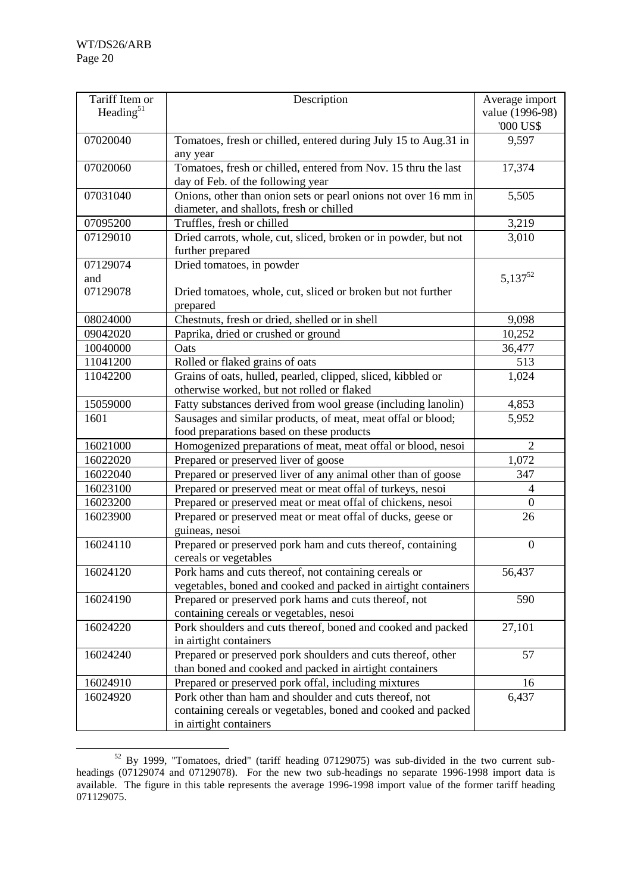| Tariff Item or Heading[51] | Description | Average import value (1996-98) '000 US$ |
|---|---|---|
| 07020040 | Tomatoes, fresh or chilled, entered during July 15 to Aug.31 in any year | 9,597 |
| 07020060 | Tomatoes, fresh or chilled, entered from Nov. 15 thru the last day of Feb. of the following year | 17,374 |
| 07031040 | Onions, other than onion sets or pearl onions not over 16 mm in diameter, and shallots, fresh or chilled | 5,505 |
| 07095200 | Truffles, fresh or chilled | 3,219 |
| 07129010 | Dried carrots, whole, cut, sliced, broken or in powder, but not further prepared | 3,010 |
| 07129074 and 07129078 | Dried tomatoes, in powder<br><br>Dried tomatoes, whole, cut, sliced or broken but not further prepared | 5,137[52] |
| 08024000 | Chestnuts, fresh or dried, shelled or in shell | 9,098 |
| 09042020 | Paprika, dried or crushed or ground | 10,252 |
| 10040000 | Oats | 36,477 |
| 11041200 | Rolled or flaked grains of oats | 513 |
| 11042200 | Grains of oats, hulled, pearled, clipped, sliced, kibbled or otherwise worked, but not rolled or flaked | 1,024 |
| 15059000 | Fatty substances derived from wool grease (including lanolin) | 4,853 |
| 1601 | Sausages and similar products, of meat, meat offal or blood; food preparations based on these products | 5,952 |
| 16021000 | Homogenized preparations of meat, meat offal or blood, nesoi | 2 |
| 16022020 | Prepared or preserved liver of goose | 1,072 |
| 16022040 | Prepared or preserved liver of any animal other than of goose | 347 |
| 16023100 | Prepared or preserved meat or meat offal of turkeys, nesoi | 4 |
| 16023200 | Prepared or preserved meat or meat offal of chickens, nesoi | 0 |
| 16023900 | Prepared or preserved meat or meat offal of ducks, geese or guineas, nesoi | 26 |
| 16024110 | Prepared or preserved pork ham and cuts thereof, containing cereals or vegetables | 0 |
| 16024120 | Pork hams and cuts thereof, not containing cereals or vegetables, boned and cooked and packed in airtight containers | 56,437 |
| 16024190 | Prepared or preserved pork hams and cuts thereof, not containing cereals or vegetables, nesoi | 590 |
| 16024220 | Pork shoulders and cuts thereof, boned and cooked and packed in airtight containers | 27,101 |
| 16024240 | Prepared or preserved pork shoulders and cuts thereof, other than boned and cooked and packed in airtight containers | 57 |
| 16024910 | Prepared or preserved pork offal, including mixtures | 16 |
| 16024920 | Pork other than ham and shoulder and cuts thereof, not containing cereals or vegetables, boned and cooked and packed in airtight containers | 6,437 |

[52] By 1999, "Tomatoes, dried" (tariff heading 07129075) was sub-divided in the two current sub-headings (07129074 and 07129078). For the new two sub-headings no separate 1996-1998 import data is available. The figure in this table represents the average 1996-1998 import value of the former tariff heading 071129075.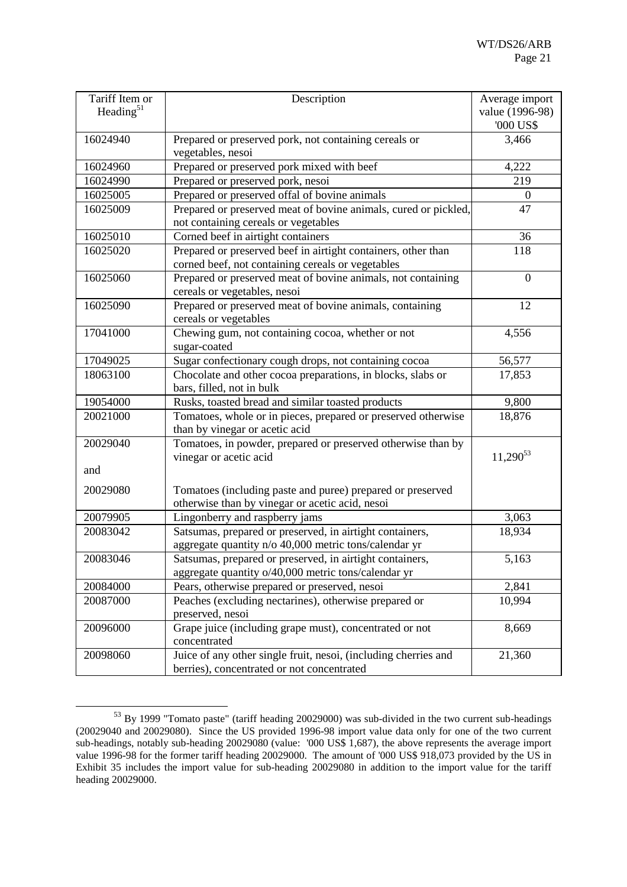| Tariff Item or Heading[51] | Description | Average import value (1996-98) '000 US$ |
|---|---|---|
| 16024940 | Prepared or preserved pork, not containing cereals or vegetables, nesoi | 3,466 |
| 16024960 | Prepared or preserved pork mixed with beef | 4,222 |
| 16024990 | Prepared or preserved pork, nesoi | 219 |
| 16025005 | Prepared or preserved offal of bovine animals | 0 |
| 16025009 | Prepared or preserved meat of bovine animals, cured or pickled, not containing cereals or vegetables | 47 |
| 16025010 | Corned beef in airtight containers | 36 |
| 16025020 | Prepared or preserved beef in airtight containers, other than corned beef, not containing cereals or vegetables | 118 |
| 16025060 | Prepared or preserved meat of bovine animals, not containing cereals or vegetables, nesoi | 0 |
| 16025090 | Prepared or preserved meat of bovine animals, containing cereals or vegetables | 12 |
| 17041000 | Chewing gum, not containing cocoa, whether or not sugar-coated | 4,556 |
| 17049025 | Sugar confectionary cough drops, not containing cocoa | 56,577 |
| 18063100 | Chocolate and other cocoa preparations, in blocks, slabs or bars, filled, not in bulk | 17,853 |
| 19054000 | Rusks, toasted bread and similar toasted products | 9,800 |
| 20021000 | Tomatoes, whole or in pieces, prepared or preserved otherwise than by vinegar or acetic acid | 18,876 |
| 20029040 and 20029080 | Tomatoes, in powder, prepared or preserved otherwise than by vinegar or acetic acid; Tomatoes (including paste and puree) prepared or preserved otherwise than by vinegar or acetic acid, nesoi | 11,290[53] |
| 20079905 | Lingonberry and raspberry jams | 3,063 |
| 20083042 | Satsumas, prepared or preserved, in airtight containers, aggregate quantity n/o 40,000 metric tons/calendar yr | 18,934 |
| 20083046 | Satsumas, prepared or preserved, in airtight containers, aggregate quantity o/40,000 metric tons/calendar yr | 5,163 |
| 20084000 | Pears, otherwise prepared or preserved, nesoi | 2,841 |
| 20087000 | Peaches (excluding nectarines), otherwise prepared or preserved, nesoi | 10,994 |
| 20096000 | Grape juice (including grape must), concentrated or not concentrated | 8,669 |
| 20098060 | Juice of any other single fruit, nesoi, (including cherries and berries), concentrated or not concentrated | 21,360 |

[53] By 1999 "Tomato paste" (tariff heading 20029000) was sub-divided in the two current sub-headings (20029040 and 20029080). Since the US provided 1996-98 import value data only for one of the two current sub-headings, notably sub-heading 20029080 (value: '000 US$ 1,687), the above represents the average import value 1996-98 for the former tariff heading 20029000. The amount of '000 US$ 918,073 provided by the US in Exhibit 35 includes the import value for sub-heading 20029080 in addition to the import value for the tariff heading 20029000.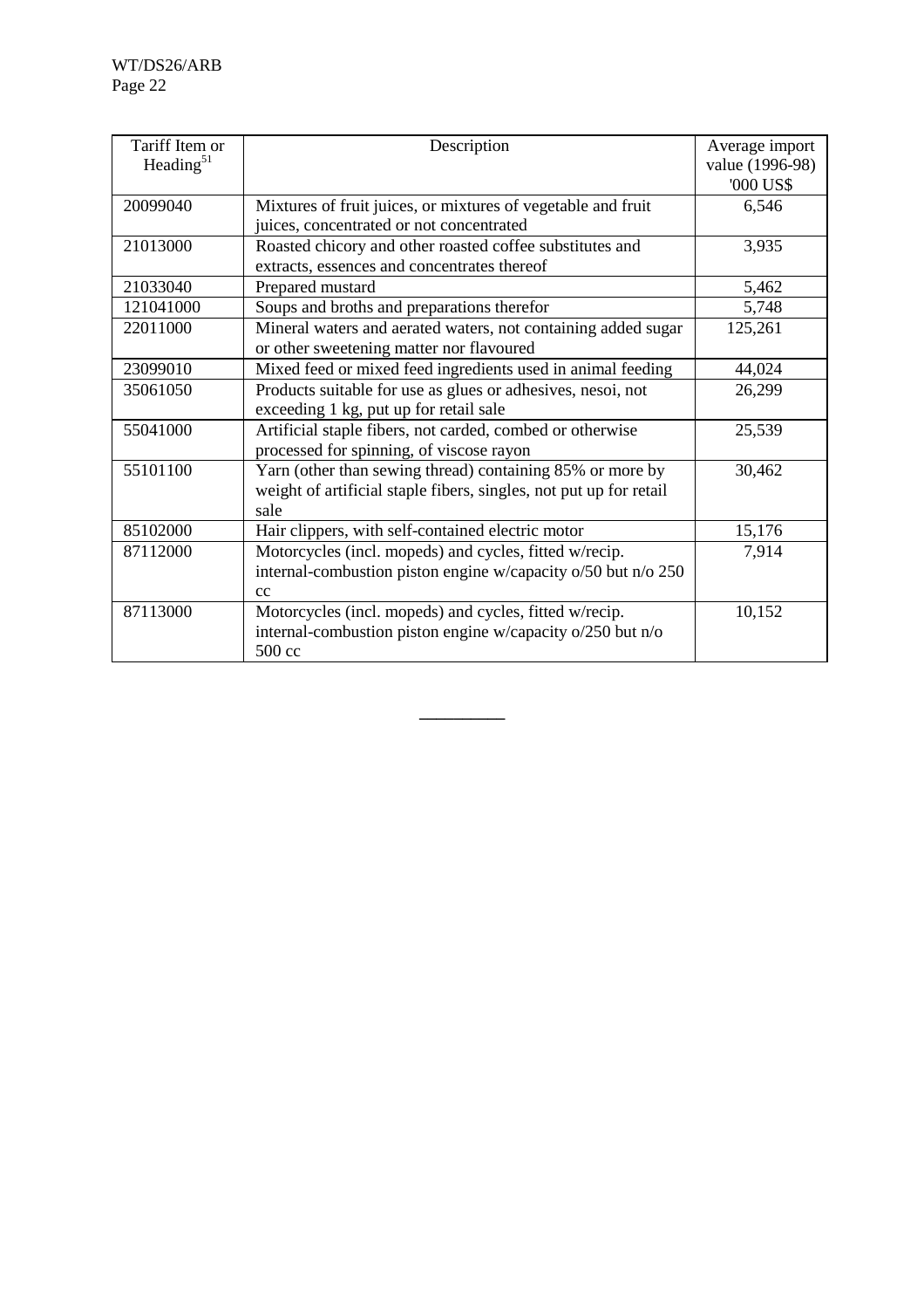| Tariff Item or Heading[51] | Description | Average import value (1996-98) '000 US$ |
| --- | --- | --- |
| 20099040 | Mixtures of fruit juices, or mixtures of vegetable and fruit juices, concentrated or not concentrated | 6,546 |
| 21013000 | Roasted chicory and other roasted coffee substitutes and extracts, essences and concentrates thereof | 3,935 |
| 21033040 | Prepared mustard | 5,462 |
| 121041000 | Soups and broths and preparations therefor | 5,748 |
| 22011000 | Mineral waters and aerated waters, not containing added sugar or other sweetening matter nor flavoured | 125,261 |
| 23099010 | Mixed feed or mixed feed ingredients used in animal feeding | 44,024 |
| 35061050 | Products suitable for use as glues or adhesives, nesoi, not exceeding 1 kg, put up for retail sale | 26,299 |
| 55041000 | Artificial staple fibers, not carded, combed or otherwise processed for spinning, of viscose rayon | 25,539 |
| 55101100 | Yarn (other than sewing thread) containing 85% or more by weight of artificial staple fibers, singles, not put up for retail sale | 30,462 |
| 85102000 | Hair clippers, with self-contained electric motor | 15,176 |
| 87112000 | Motorcycles (incl. mopeds) and cycles, fitted w/recip. internal-combustion piston engine w/capacity o/50 but n/o 250 cc | 7,914 |
| 87113000 | Motorcycles (incl. mopeds) and cycles, fitted w/recip. internal-combustion piston engine w/capacity o/250 but n/o 500 cc | 10,152 |

__________